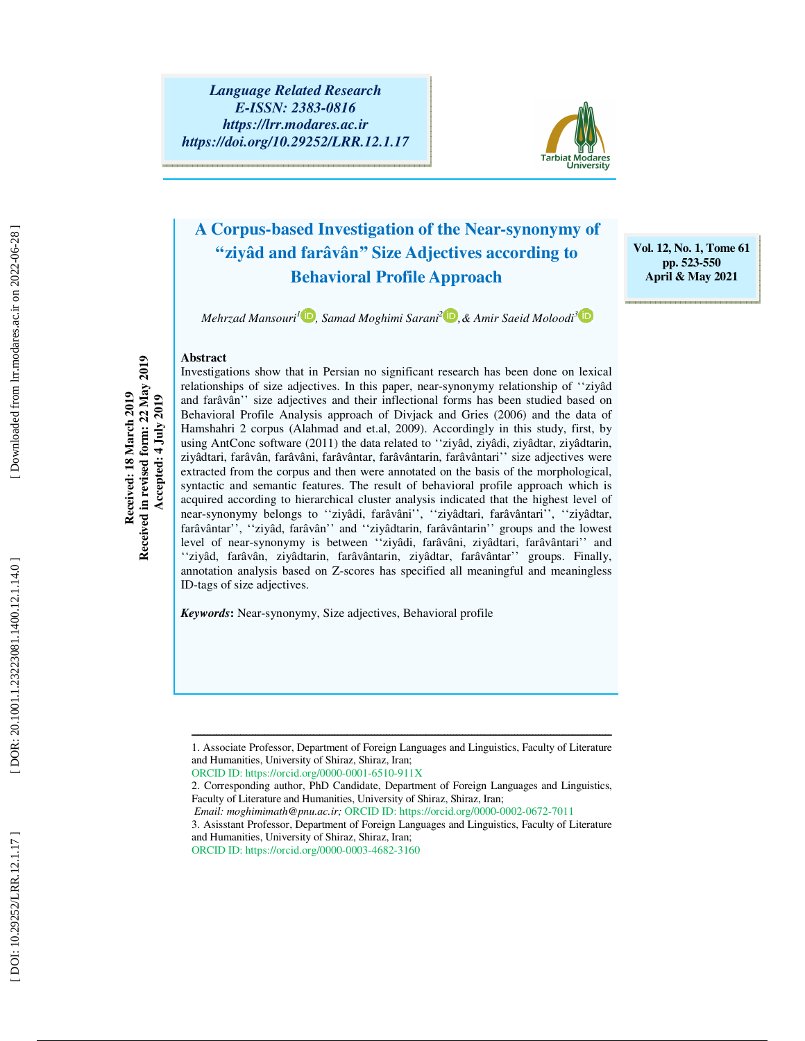Language Related Research
E-ISSN: 2383-0816
https://lrr.modares.ac.ir
https://doi.org/10.29252/LRR.12.1.17

Vol. 12, No. 1, Tome 61
pp. 523-550
April & May 2021

# A Corpus-based Investigation of the Near-synonymy of "ziyâd and farâvân" Size Adjectives according to Behavioral Profile Approach

*Mehrzad Mansouri*[1], *Samad Moghimi Sarani*[2], *& Amir Saeid Moloodi*[3]

Received: 18 March 2019
Received in revised form: 22 May 2019
Accepted: 4 July 2019

## Abstract

Investigations show that in Persian no significant research has been done on lexical relationships of size adjectives. In this paper, near-synonymy relationship of ''ziyâd and farâvân'' size adjectives and their inflectional forms has been studied based on Behavioral Profile Analysis approach of Divjack and Gries (2006) and the data of Hamshahri 2 corpus (Alahmad and et.al, 2009). Accordingly in this study, first, by using AntConc software (2011) the data related to ''ziyâd, ziyâdi, ziyâdtar, ziyâdtarin, ziyâdtari, farâvân, farâvâni, farâvântar, farâvântarin, farâvântari'' size adjectives were extracted from the corpus and then were annotated on the basis of the morphological, syntactic and semantic features. The result of behavioral profile approach which is acquired according to hierarchical cluster analysis indicated that the highest level of near-synonymy belongs to ''ziyâdi, farâvâni'', ''ziyâdtari, farâvântari'', ''ziyâdtar, farâvântar'', ''ziyâd, farâvân'' and ''ziyâdtarin, farâvântarin'' groups and the lowest level of near-synonymy is between ''ziyâdi, farâvâni, ziyâdtari, farâvântari'' and ''ziyâd, farâvân, ziyâdtarin, farâvântarin, ziyâdtar, farâvântar'' groups. Finally, annotation analysis based on Z-scores has specified all meaningful and meaningless ID-tags of size adjectives.

***Keywords*****:** Near-synonymy, Size adjectives, Behavioral profile

---

1. Associate Professor, Department of Foreign Languages and Linguistics, Faculty of Literature and Humanities, University of Shiraz, Shiraz, Iran;
ORCID ID: https://orcid.org/0000-0001-6510-911X
2. Corresponding author, PhD Candidate, Department of Foreign Languages and Linguistics, Faculty of Literature and Humanities, University of Shiraz, Shiraz, Iran;
*Email: moghimimath@pnu.ac.ir;* ORCID ID: https://orcid.org/0000-0002-0672-7011
3. Asisstant Professor, Department of Foreign Languages and Linguistics, Faculty of Literature and Humanities, University of Shiraz, Shiraz, Iran;
ORCID ID: https://orcid.org/0000-0003-4682-3160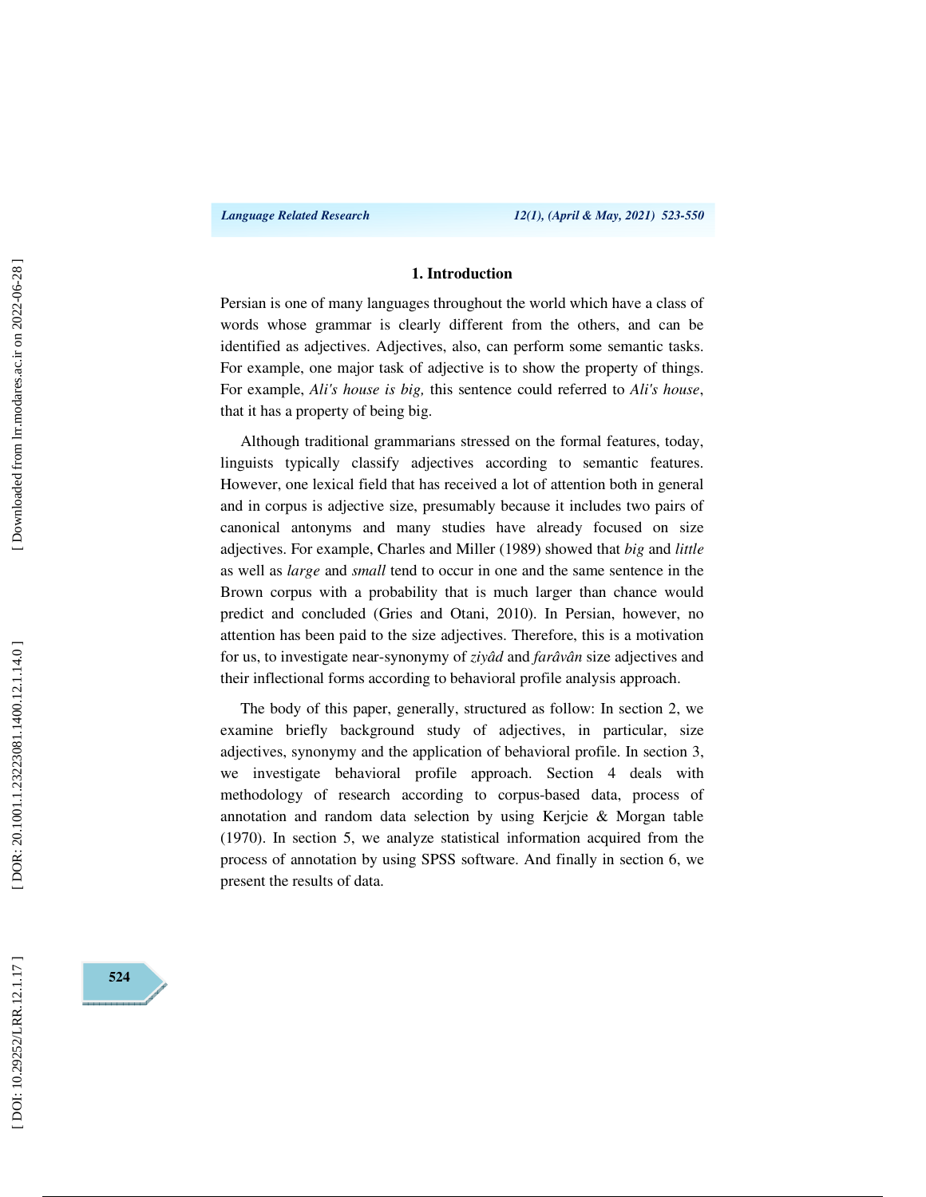## 1. Introduction

Persian is one of many languages throughout the world which have a class of words whose grammar is clearly different from the others, and can be identified as adjectives. Adjectives, also, can perform some semantic tasks. For example, one major task of adjective is to show the property of things. For example, *Ali's house is big,* this sentence could referred to *Ali's house*, that it has a property of being big.

Although traditional grammarians stressed on the formal features, today, linguists typically classify adjectives according to semantic features. However, one lexical field that has received a lot of attention both in general and in corpus is adjective size, presumably because it includes two pairs of canonical antonyms and many studies have already focused on size adjectives. For example, Charles and Miller (1989) showed that *big* and *little* as well as *large* and *small* tend to occur in one and the same sentence in the Brown corpus with a probability that is much larger than chance would predict and concluded (Gries and Otani, 2010). In Persian, however, no attention has been paid to the size adjectives. Therefore, this is a motivation for us, to investigate near-synonymy of *ziyâd* and *farâvân* size adjectives and their inflectional forms according to behavioral profile analysis approach.

The body of this paper, generally, structured as follow: In section 2, we examine briefly background study of adjectives, in particular, size adjectives, synonymy and the application of behavioral profile. In section 3, we investigate behavioral profile approach. Section 4 deals with methodology of research according to corpus-based data, process of annotation and random data selection by using Kerjcie & Morgan table (1970). In section 5, we analyze statistical information acquired from the process of annotation by using SPSS software. And finally in section 6, we present the results of data.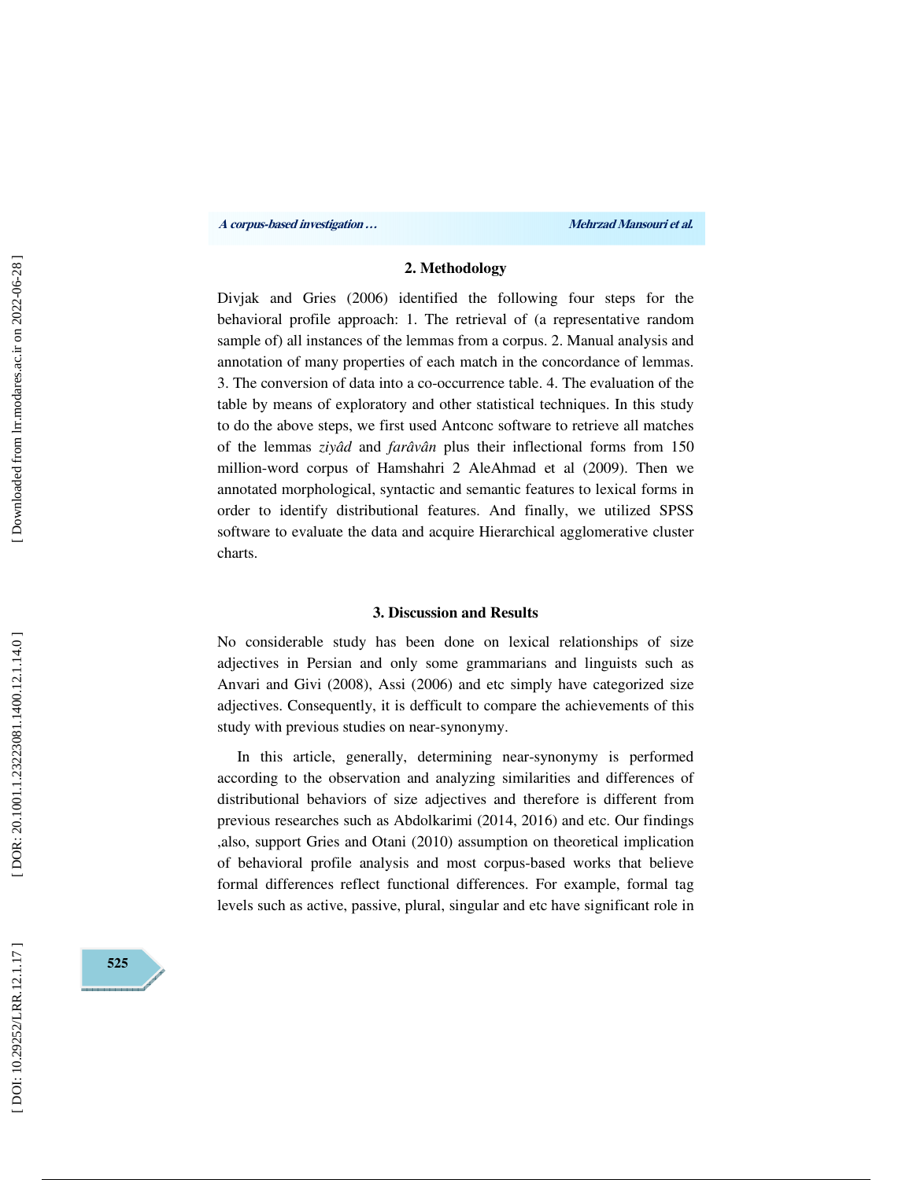## 2. Methodology

Divjak and Gries (2006) identified the following four steps for the behavioral profile approach: 1. The retrieval of (a representative random sample of) all instances of the lemmas from a corpus. 2. Manual analysis and annotation of many properties of each match in the concordance of lemmas. 3. The conversion of data into a co-occurrence table. 4. The evaluation of the table by means of exploratory and other statistical techniques. In this study to do the above steps, we first used Antconc software to retrieve all matches of the lemmas *ziyâd* and *farâvân* plus their inflectional forms from 150 million-word corpus of Hamshahri 2 AleAhmad et al (2009). Then we annotated morphological, syntactic and semantic features to lexical forms in order to identify distributional features. And finally, we utilized SPSS software to evaluate the data and acquire Hierarchical agglomerative cluster charts.

## 3. Discussion and Results

No considerable study has been done on lexical relationships of size adjectives in Persian and only some grammarians and linguists such as Anvari and Givi (2008), Assi (2006) and etc simply have categorized size adjectives. Consequently, it is defficult to compare the achievements of this study with previous studies on near-synonymy.

In this article, generally, determining near-synonymy is performed according to the observation and analyzing similarities and differences of distributional behaviors of size adjectives and therefore is different from previous researches such as Abdolkarimi (2014, 2016) and etc. Our findings ,also, support Gries and Otani (2010) assumption on theoretical implication of behavioral profile analysis and most corpus-based works that believe formal differences reflect functional differences. For example, formal tag levels such as active, passive, plural, singular and etc have significant role in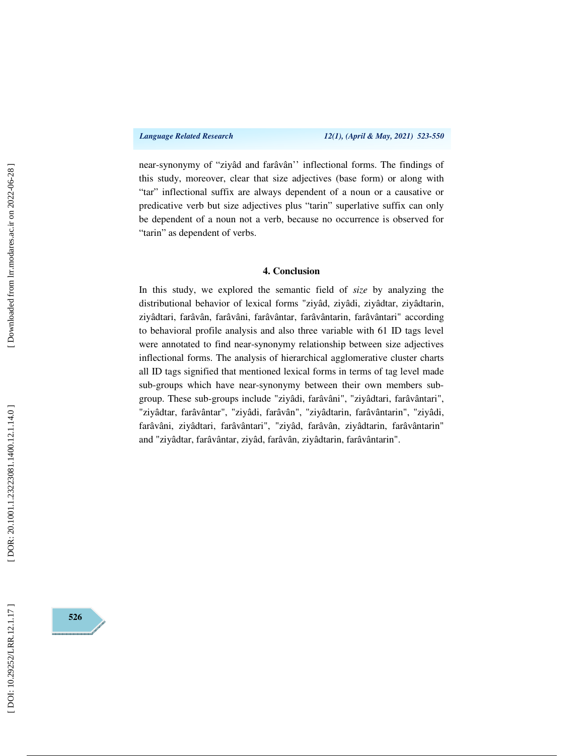near-synonymy of “ziyâd and farâvân’’ inflectional forms. The findings of this study, moreover, clear that size adjectives (base form) or along with “tar” inflectional suffix are always dependent of a noun or a causative or predicative verb but size adjectives plus “tarin” superlative suffix can only be dependent of a noun not a verb, because no occurrence is observed for “tarin” as dependent of verbs.

## 4. Conclusion

In this study, we explored the semantic field of *size* by analyzing the distributional behavior of lexical forms "ziyâd, ziyâdi, ziyâdtar, ziyâdtarin, ziyâdtari, farâvân, farâvâni, farâvântar, farâvântarin, farâvântari" according to behavioral profile analysis and also three variable with 61 ID tags level were annotated to find near-synonymy relationship between size adjectives inflectional forms. The analysis of hierarchical agglomerative cluster charts all ID tags signified that mentioned lexical forms in terms of tag level made sub-groups which have near-synonymy between their own members sub-group. These sub-groups include "ziyâdi, farâvâni", "ziyâdtari, farâvântari", "ziyâdtar, farâvântar", "ziyâdi, farâvân", "ziyâdtarin, farâvântarin", "ziyâdi, farâvâni, ziyâdtari, farâvântari", "ziyâd, farâvân, ziyâdtarin, farâvântarin" and "ziyâdtar, farâvântar, ziyâd, farâvân, ziyâdtarin, farâvântarin".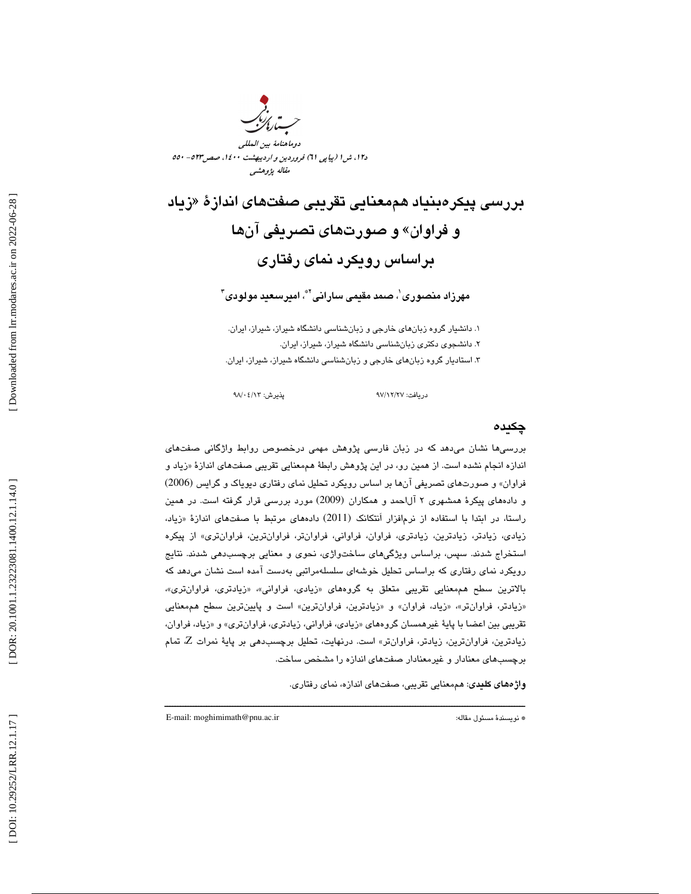# بررسی پیکره‌بنیاد هم‌معنایی تقریبی صفت‌های اندازهٔ «زیاد و فراوان» و صورت‌های تصریفی آن‌ها براساس رویکرد نمای رفتاری

**مهرزاد منصوری[1]، صمد مقیمی سارانی[2*]، امیرسعید مولودی[3]**

۱. دانشیار گروه زبان‌های خارجی و زبان‌شناسی دانشگاه شیراز، شیراز، ایران.
۲. دانشجوی دکتری زبان‌شناسی دانشگاه شیراز، شیراز، ایران.
۳. استادیار گروه زبان‌های خارجی و زبان‌شناسی دانشگاه شیراز، شیراز، ایران.

دریافت: ۹۷/۱۲/۲۷ پذیرش: ۹۸/۰۴/۱۳

## چکیده

بررسی‌ها نشان می‌دهد که در زبان فارسی پژوهش مهمی درخصوص روابط واژگانی صفت‌های اندازه انجام نشده است. از همین رو، در این پژوهش رابطهٔ هم‌معنایی تقریبی صفت‌های اندازهٔ «زیاد و فراوان» و صورت‌های تصریفی آن‌ها بر اساس رویکرد تحلیل نمای رفتاری دیویاک و گرایس (2006) و داده‌های پیکرهٔ همشهری ۲ آل‌احمد و همکاران (2009) مورد بررسی قرار گرفته است. در همین راستا، در ابتدا با استفاده از نرم‌افزار آنتکانک (2011) داده‌های مرتبط با صفت‌های اندازهٔ «زیاد، زیادی، زیادتر، زیادترین، زیادتری، فراوان، فراوانی، فراوان‌تر، فراوان‌ترین، فراوان‌تری» از پیکره استخراج شدند. سپس، براساس ویژگی‌های ساخت‌واژی، نحوی و معنایی برچسب‌دهی شدند. نتایج رویکرد نمای رفتاری که براساس تحلیل خوشه‌ای سلسله‌مراتبی به‌دست آمده است نشان می‌دهد که بالاترین سطح هم‌معنایی تقریبی متعلق به گروه‌های «زیادی، فراوانی»، «زیادتری، فراوان‌تری»، «زیادتر، فراوان‌تر»، «زیاد، فراوان» و «زیادترین، فراوان‌ترین» است و پایین‌ترین سطح هم‌معنایی تقریبی بین اعضا با پایهٔ غیرهمسان گروه‌های «زیادی، فراوانی، زیادتری، فراوان‌تری» و «زیاد، فراوان، زیادترین، فراوان‌ترین، زیادتر، فراوان‌تر» است. درنهایت، تحلیل برچسب‌دهی بر پایهٔ نمرات Z، تمام برچسب‌های معنادار و غیرمعنادار صفت‌های اندازه را مشخص ساخت.

**واژه‌های کلیدی**: هم‌معنایی تقریبی، صفت‌های اندازه، نمای رفتاری.

---

* نویسندهٔ مسئول مقاله: E-mail: moghimimath@pnu.ac.ir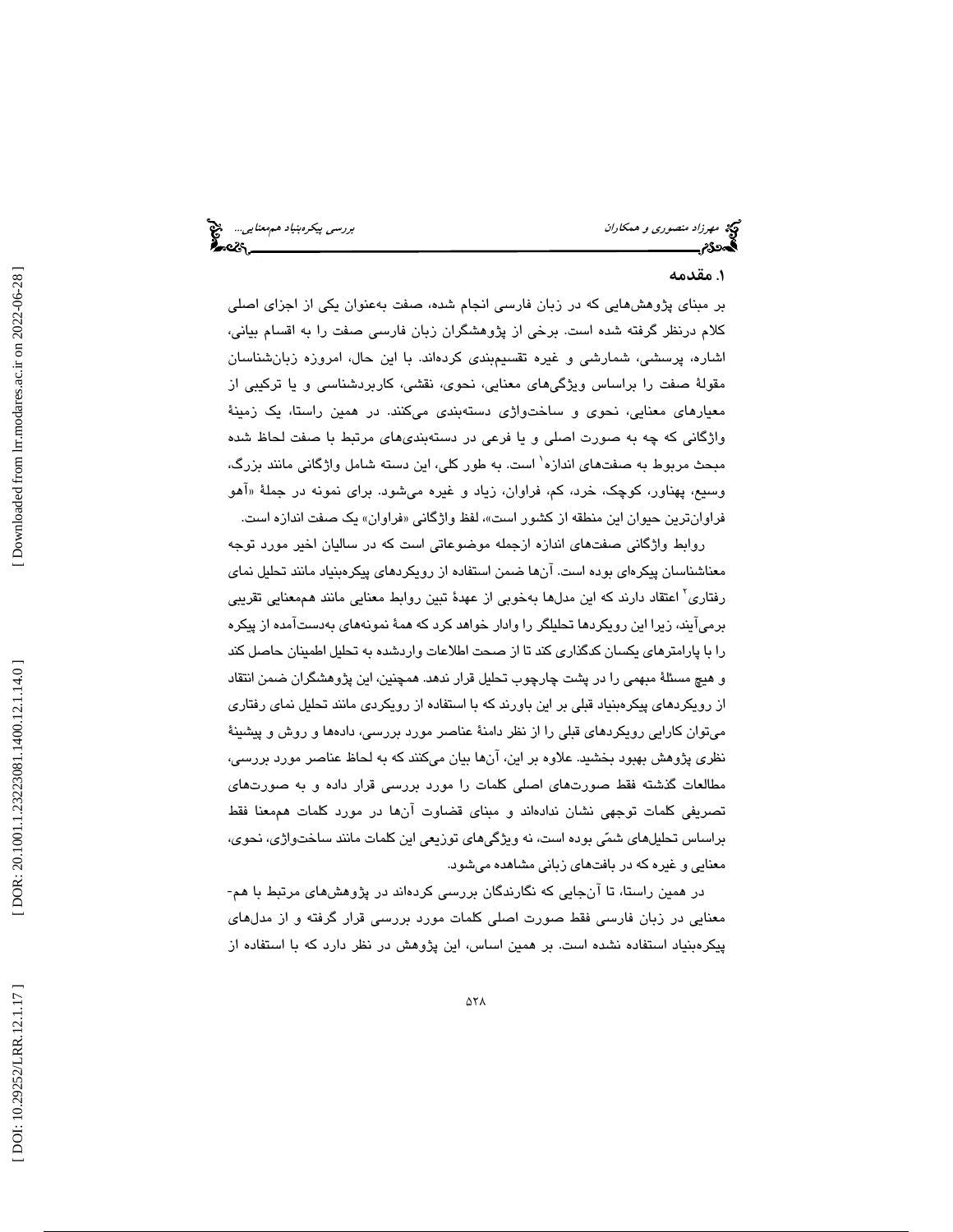## ۱. مقدمه

بر مبنای پژوهش‌هایی که در زبان فارسی انجام شده، صفت به‌عنوان یکی از اجزای اصلی کلام درنظر گرفته شده است. برخی از پژوهشگران زبان فارسی صفت را به اقسام بیانی، اشاره، پرسشی، شمارشی و غیره تقسیم‌بندی کرده‌اند. با این حال، امروزه زبان‌شناسان مقولهٔ صفت را براساس ویژگی‌های معنایی، نحوی، نقشی، کاربردشناسی و یا ترکیبی از معیارهای معنایی، نحوی و ساخت‌واژی دسته‌بندی می‌کنند. در همین راستا، یک زمینهٔ واژگانی که چه به صورت اصلی و یا فرعی در دسته‌بندی‌های مرتبط با صفت لحاظ شده مبحث مربوط به صفت‌های اندازه[1] است. به طور کلی، این دسته شامل واژگانی مانند بزرگ، وسیع، پهناور، کوچک، خرد، کم، فراوان، زیاد و غیره می‌شود. برای نمونه در جملهٔ «آهو فراوان‌ترین حیوان این منطقه از کشور است»، لفظ واژگانی «فراوان» یک صفت اندازه است.

روابط واژگانی صفت‌های اندازه ازجمله موضوعاتی است که در سالیان اخیر مورد توجه معناشناسان پیکره‌ای بوده است. آن‌ها ضمن استفاده از رویکردهای پیکره‌بنیاد مانند تحلیل نمای رفتاری[2] اعتقاد دارند که این مدل‌ها به‌خوبی از عهدهٔ تبین روابط معنایی مانند هم‌معنایی تقریبی برمی‌آیند، زیرا این رویکردها تحلیلگر را وادار خواهد کرد که همهٔ نمونه‌های به‌دست‌آمده از پیکره را با پارامترهای یکسان کدگذاری کند تا از صحت اطلاعات واردشده به تحلیل اطمینان حاصل کند و هیچ مسئلهٔ مبهمی را در پشت چارچوب تحلیل قرار ندهد. همچنین، این پژوهشگران ضمن انتقاد از رویکردهای پیکره‌بنیاد قبلی بر این باورند که با استفاده از رویکردی مانند تحلیل نمای رفتاری می‌توان کارایی رویکردهای قبلی را از نظر دامنهٔ عناصر مورد بررسی، داده‌ها و روش و پیشینهٔ نظری پژوهش بهبود بخشید. علاوه بر این، آن‌ها بیان می‌کنند که به لحاظ عناصر مورد بررسی، مطالعات گذشته فقط صورت‌های اصلی کلمات را مورد بررسی قرار داده و به صورت‌های تصریفی کلمات توجهی نشان نداده‌اند و مبنای قضاوت آن‌ها در مورد کلمات هم‌معنا فقط براساس تحلیل‌های شمّی بوده است، نه ویژگی‌های توزیعی این کلمات مانند ساخت‌واژی، نحوی، معنایی و غیره که در بافت‌های زبانی مشاهده می‌شود.

در همین راستا، تا آن‌جایی که نگارندگان بررسی کرده‌اند در پژوهش‌های مرتبط با هم-معنایی در زبان فارسی فقط صورت اصلی کلمات مورد بررسی قرار گرفته و از مدل‌های پیکره‌بنیاد استفاده نشده است. بر همین اساس، این پژوهش در نظر دارد که با استفاده از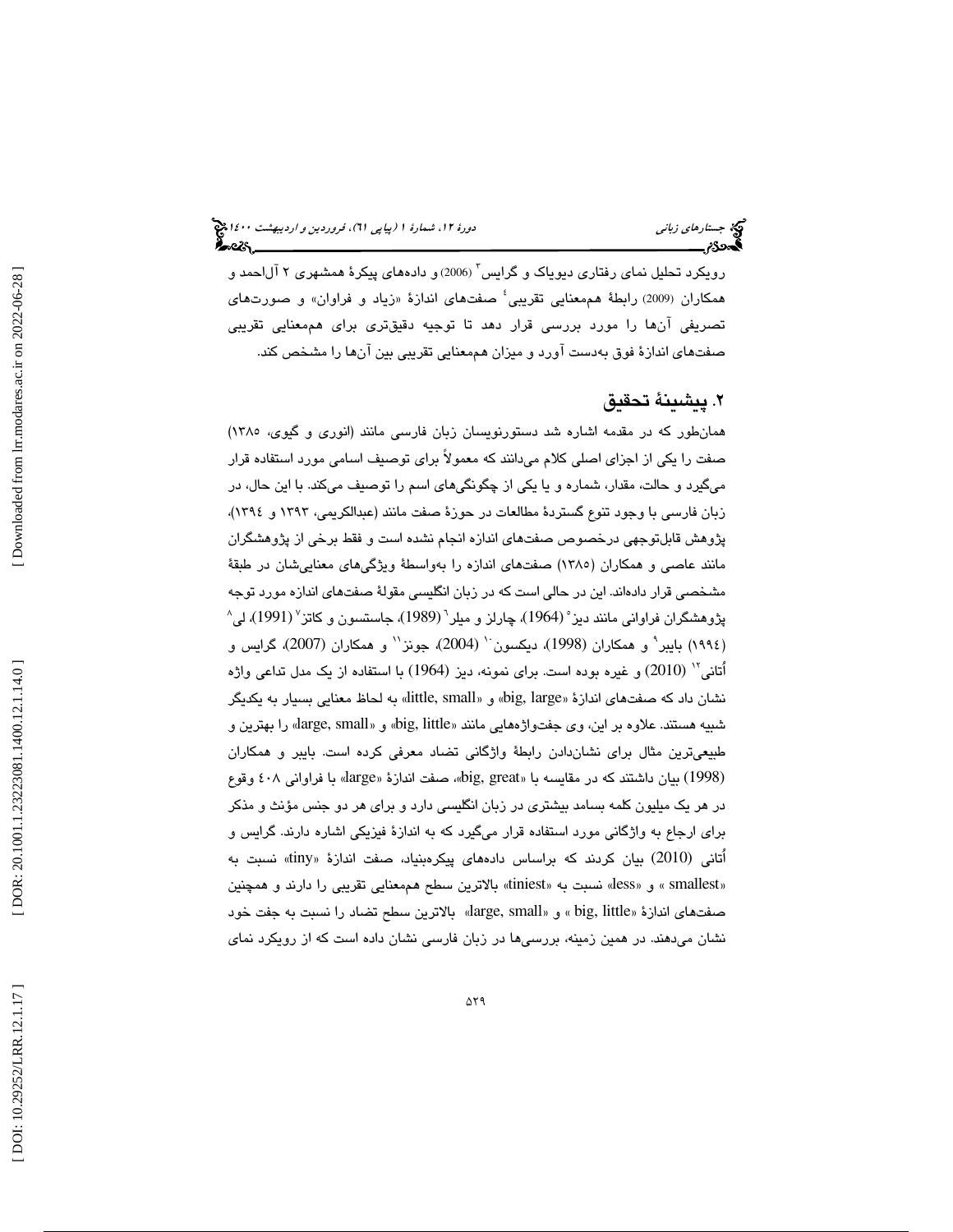رویکرد تحلیل نمای رفتاری دیویاک و گرایس[3] (2006) و داده‌های پیکرهٔ همشهری ۲ آل‌احمد و همکاران (2009) رابطهٔ هم‌معنایی تقریبی[4] صفت‌های اندازهٔ «زیاد و فراوان» و صورت‌های تصریفی آن‌ها را مورد بررسی قرار دهد تا توجیه دقیق‌تری برای هم‌معنایی تقریبی صفت‌های اندازهٔ فوق به‌دست آورد و میزان هم‌معنایی تقریبی بین آن‌ها را مشخص کند.

## ۲. پیشینهٔ تحقیق

همان‌طور که در مقدمه اشاره شد دستورنویسان زبان فارسی مانند (انوری و گیوی، ۱۳۸۵) صفت را یکی از اجزای اصلی کلام می‌دانند که معمولاً برای توصیف اسامی مورد استفاده قرار می‌گیرد و حالت، مقدار، شماره و یا یکی از چگونگی‌های اسم را توصیف می‌کند. با این حال، در زبان فارسی با وجود تنوع گستردهٔ مطالعات در حوزهٔ صفت مانند (عبدالکریمی، ۱۳۹۳ و ۱۳۹٤)، پژوهش قابل‌توجهی درخصوص صفت‌های اندازه انجام نشده است و فقط برخی از پژوهشگران مانند عاصی و همکاران (۱۳۸۵) صفت‌های اندازه را به‌واسطهٔ ویژگی‌های معنایی‌شان در طبقهٔ مشخصی قرار داده‌اند. این در حالی است که در زبان انگلیسی مقولهٔ صفت‌های اندازه مورد توجه پژوهشگران فراوانی مانند دیز[5] (1964)، چارلز و میلر[6] (1989)، جاستسون و کاتز[7] (1991)، لی[8] (۱۹۹٤) بایبر[9] و همکاران (1998)، دیکسون[10] (2004)، جونز[11] و همکاران (2007)، گرایس و اُتانی[12] (2010) و غیره بوده است. برای نمونه، دیز (1964) با استفاده از یک مدل تداعی واژه نشان داد که صفت‌های اندازهٔ «big, large» و «little, small» به لحاظ معنایی بسیار به یکدیگر شبیه هستند. علاوه بر این، وی جفت‌واژه‌هایی مانند «big, little» و «large, small» را بهترین و طبیعی‌ترین مثال برای نشان‌دادن رابطهٔ واژگانی تضاد معرفی کرده است. بایبر و همکاران (1998) بیان داشتند که در مقایسه با «big, great»، صفت اندازهٔ «large» با فراوانی ٤۰۸ وقوع در هر یک میلیون کلمه بسامد بیشتری در زبان انگلیسی دارد و برای هر دو جنس مؤنث و مذکر برای ارجاع به واژگانی مورد استفاده قرار می‌گیرد که به اندازهٔ فیزیکی اشاره دارند. گرایس و اُتانی (2010) بیان کردند که براساس داده‌های پیکره‌بنیاد، صفت اندازهٔ «tiny» نسبت به «smallest» و «less» نسبت به «tiniest» بالاترین سطح هم‌معنایی تقریبی را دارند و همچنین صفت‌های اندازهٔ «big, little» و «large, small» بالاترین سطح تضاد را نسبت به جفت خود نشان می‌دهند. در همین زمینه، بررسی‌ها در زبان فارسی نشان داده است که از رویکرد نمای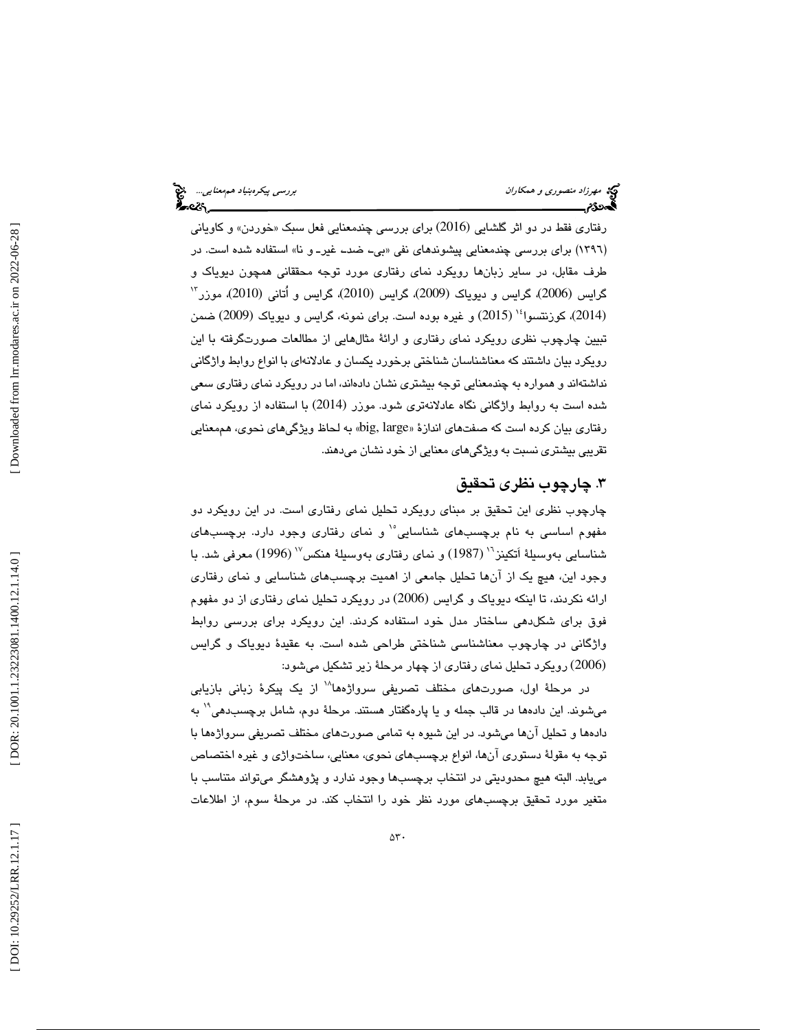رفتاری فقط در دو اثر گلشایی (2016) برای بررسی چندمعنایی فعل سبک «خوردن» و کاویانی (۱۳۹۶) برای بررسی چندمعنایی پیشوندهای نفی «بی‌ـ ضدـ غیرـ و نا» استفاده شده است. در طرف مقابل، در سایر زبان‌ها رویکرد نمای رفتاری مورد توجه محققانی همچون دیویاک و گرایس (2006)، گرایس و دیویاک (2009)، گرایس (2010)، گرایس و اُتانی (2010)، موزر[13] (2014)، کوزنتسوا[14] (2015) و غیره بوده است. برای نمونه، گرایس و دیویاک (2009) ضمن تبیین چارچوب نظری رویکرد نمای رفتاری و ارائهٔ مثال‌هایی از مطالعات صورت‌گرفته با این رویکرد بیان داشتند که معناشناسان شناختی برخورد یکسان و عادلانه‌ای با انواع روابط واژگانی نداشته‌اند و همواره به چندمعنایی توجه بیشتری نشان داده‌اند، اما در رویکرد نمای رفتاری سعی شده است به روابط واژگانی نگاه عادلانه‌تری شود. موزر (2014) با استفاده از رویکرد نمای رفتاری بیان کرده است که صفت‌های اندازهٔ «big, large» به لحاظ ویژگی‌های نحوی، هم‌معنایی تقریبی بیشتری نسبت به ویژگی‌های معنایی از خود نشان می‌دهند.

## ۳. چارچوب نظری تحقیق

چارچوب نظری این تحقیق بر مبنای رویکرد تحلیل نمای رفتاری است. در این رویکرد دو مفهوم اساسی به نام برچسب‌های شناسایی[15] و نمای رفتاری وجود دارد. برچسب‌های شناسایی به‌وسیلهٔ اَتکینز[16] (1987) و نمای رفتاری به‌وسیلهٔ هنکس[17] (1996) معرفی شد. با وجود این، هیچ یک از آن‌ها تحلیل جامعی از اهمیت برچسب‌های شناسایی و نمای رفتاری ارائه نکردند، تا اینکه دیویاک و گرایس (2006) در رویکرد تحلیل نمای رفتاری از دو مفهوم فوق برای شکل‌دهی ساختار مدل خود استفاده کردند. این رویکرد برای بررسی روابط واژگانی در چارچوب معناشناسی شناختی طراحی شده است. به عقیدهٔ دیویاک و گرایس (2006) رویکرد تحلیل نمای رفتاری از چهار مرحلهٔ زیر تشکیل می‌شود:

در مرحلهٔ اول، صورت‌های مختلف تصریفی سرواژه‌ها[18] از یک پیکرهٔ زبانی بازیابی می‌شوند. این داده‌ها در قالب جمله و یا پاره‌گفتار هستند. مرحلهٔ دوم، شامل برچسب‌دهی[19] به داده‌ها و تحلیل آن‌ها می‌شود. در این شیوه به تمامی صورت‌های مختلف تصریفی سرواژه‌ها با توجه به مقولهٔ دستوری آن‌ها، انواع برچسب‌های نحوی، معنایی، ساخت‌واژی و غیره اختصاص می‌یابد. البته هیچ محدودیتی در انتخاب برچسب‌ها وجود ندارد و پژوهشگر می‌تواند متناسب با متغیر مورد تحقیق برچسب‌های مورد نظر خود را انتخاب کند. در مرحلهٔ سوم، از اطلاعات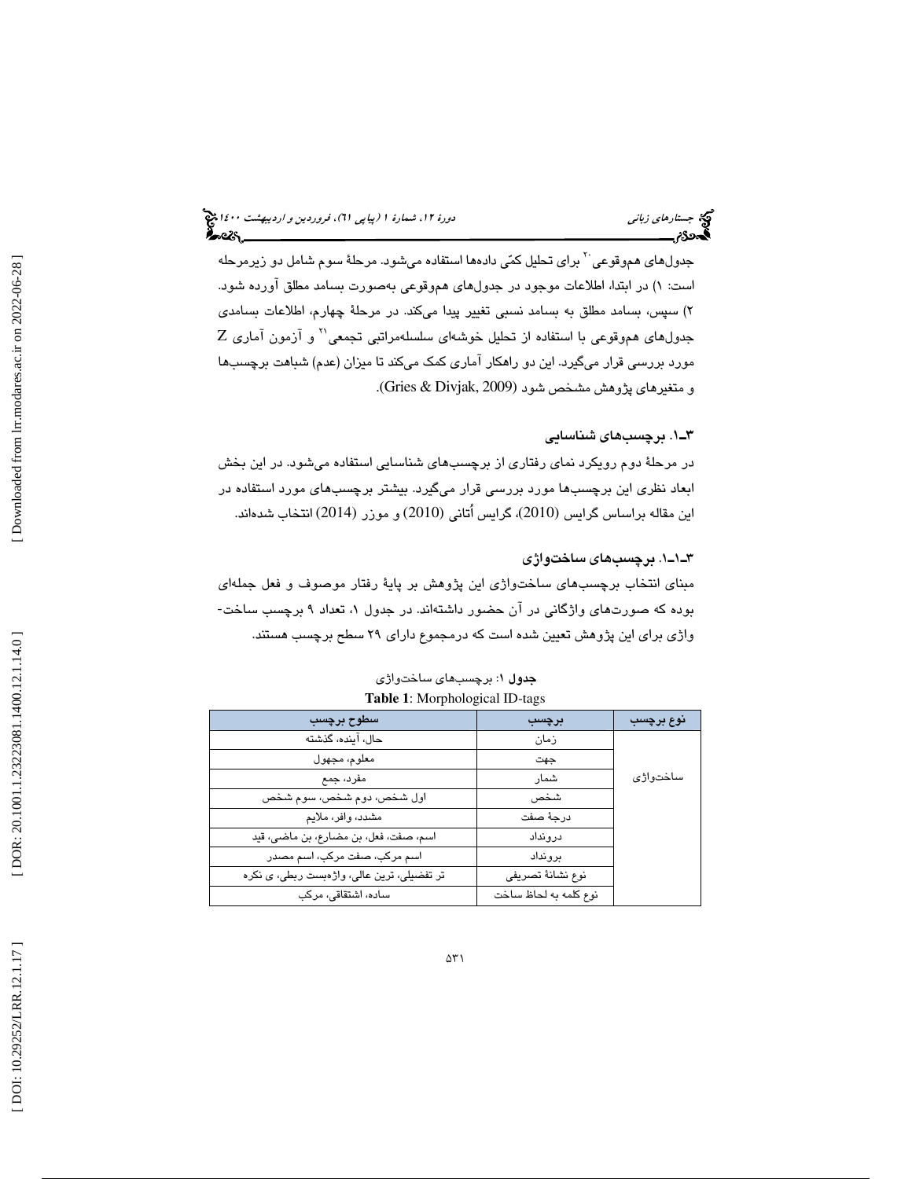جدول‌های هم‌وقوعی[20] برای تحلیل کمّی داده‌ها استفاده می‌شود. مرحلهٔ سوم شامل دو زیرمرحله است: ۱) در ابتدا، اطلاعات موجود در جدول‌های هم‌وقوعی به‌صورت بسامد مطلق آورده شود. ۲) سپس، بسامد مطلق به بسامد نسبی تغییر پیدا می‌کند. در مرحلهٔ چهارم، اطلاعات بسامدی جدول‌های هم‌وقوعی با استفاده از تحلیل خوشه‌ای سلسله‌مراتبی تجمعی[21] و آزمون آماری Z مورد بررسی قرار می‌گیرد. این دو راهکار آماری کمک می‌کند تا میزان (عدم) شباهت برچسب‌ها و متغیرهای پژوهش مشخص شود (Gries & Divjak, 2009).

## ۳ـ۱. برچسب‌های شناسایی

در مرحلهٔ دوم رویکرد نمای رفتاری از برچسب‌های شناسایی استفاده می‌شود. در این بخش ابعاد نظری این برچسب‌ها مورد بررسی قرار می‌گیرد. بیشتر برچسب‌های مورد استفاده در این مقاله براساس گرایس (2010)، گرایس أتانی (2010) و موزر (2014) انتخاب شده‌اند.

### ۳ـ۱ـ۱. برچسب‌های ساخت‌واژی

مبنای انتخاب برچسب‌های ساخت‌واژی این پژوهش بر پایهٔ رفتار موصوف و فعل جمله‌ای بوده که صورت‌های واژگانی در آن حضور داشته‌اند. در جدول ۱، تعداد ۹ برچسب ساخت-واژی برای این پژوهش تعیین شده است که درمجموع دارای ۲۹ سطح برچسب هستند.

**جدول ۱**: برچسب‌های ساخت‌واژی

**Table 1**: Morphological ID-tags

| نوع برچسب | برچسب | سطوح برچسب |
|---|---|---|
| ساخت‌واژی | زمان | حال، آینده، گذشته |
| | جهت | معلوم، مجهول |
| | شمار | مفرد، جمع |
| | شخص | اول شخص، دوم شخص، سوم شخص |
| | درجهٔ صفت | مشدد، وافر، ملایم |
| | درونداد | اسم، صفت، فعل، بن مضارع، بن ماضی، قید |
| | برونداد | اسم مرکب، صفت مرکب، اسم مصدر |
| | نوع نشانهٔ تصریفی | تر تفضیلی، ترین عالی، واژه‌بست ربطی، ی نکره |
| | نوع کلمه به لحاظ ساخت | ساده، اشتقاقی، مرکب |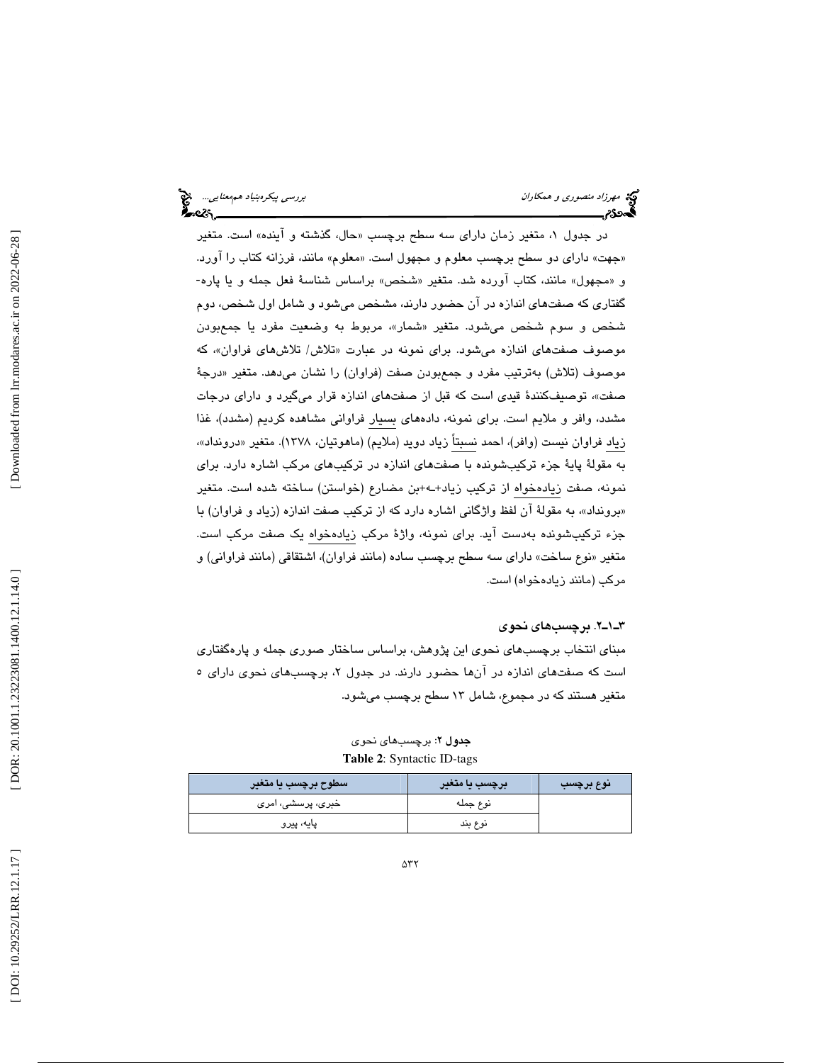در جدول ۱، متغیر زمان دارای سه سطح برچسب «حال، گذشته و آینده» است. متغیر «جهت» دارای دو سطح برچسب معلوم و مجهول است. «معلوم» مانند، فرزانه کتاب را آورد. و «مجهول» مانند، کتاب آورده شد. متغیر «شخص» براساس شناسهٔ فعل جمله و یا پاره‌گفتاری که صفت‌های اندازه در آن حضور دارند، مشخص می‌شود و شامل اول شخص، دوم شخص و سوم شخص می‌شود. متغیر «شمار»، مربوط به وضعیت مفرد یا جمع‌بودن موصوف صفت‌های اندازه می‌شود. برای نمونه در عبارت «تلاش/ تلاش‌های فراوان»، که موصوف (تلاش) به‌ترتیب مفرد و جمع‌بودن صفت (فراوان) را نشان می‌دهد. متغیر «درجهٔ صفت»، توصیف‌کنندهٔ قیدی است که قبل از صفت‌های اندازه قرار می‌گیرد و دارای درجات مشدد، وافر و ملایم است. برای نمونه، داده‌های بسیار فراوانی مشاهده کردیم (مشدد)، غذا زیاد فراوان نیست (وافر)، احمد نسبتاً زیاد دوید (ملایم) (ماهوتیان، ۱۳۷۸). متغیر «درونداد»، به مقولهٔ پایهٔ جزء ترکیب‌شونده با صفت‌های اندازه در ترکیب‌های مرکب اشاره دارد. برای نمونه، صفت زیاده‌خواه از ترکیب زیاد+ـه+بن مضارع (خواستن) ساخته شده است. متغیر «برونداد»، به مقولهٔ آن لفظ واژگانی اشاره دارد که از ترکیب صفت اندازه (زیاد و فراوان) با جزء ترکیب‌شونده به‌دست آید. برای نمونه، واژهٔ مرکب زیاده‌خواه یک صفت مرکب است. متغیر «نوع ساخت» دارای سه سطح برچسب ساده (مانند فراوان)، اشتقاقی (مانند فراوانی) و مرکب (مانند زیاده‌خواه) است.

### ۳-۱-۲. برچسب‌های نحوی

مبنای انتخاب برچسب‌های نحوی این پژوهش، براساس ساختار صوری جمله و پاره‌گفتاری است که صفت‌های اندازه در آن‌ها حضور دارند. در جدول ۲، برچسب‌های نحوی دارای ۵ متغیر هستند که در مجموع، شامل ۱۳ سطح برچسب می‌شود.

**جدول ۲**: برچسب‌های نحوی

**Table 2**: Syntactic ID-tags

| نوع برچسب | برچسب یا متغیر | سطوح برچسب یا متغیر |
|---|---|---|
| | نوع جمله | خبری، پرسشی، امری |
| | نوع بند | پایه، پیرو |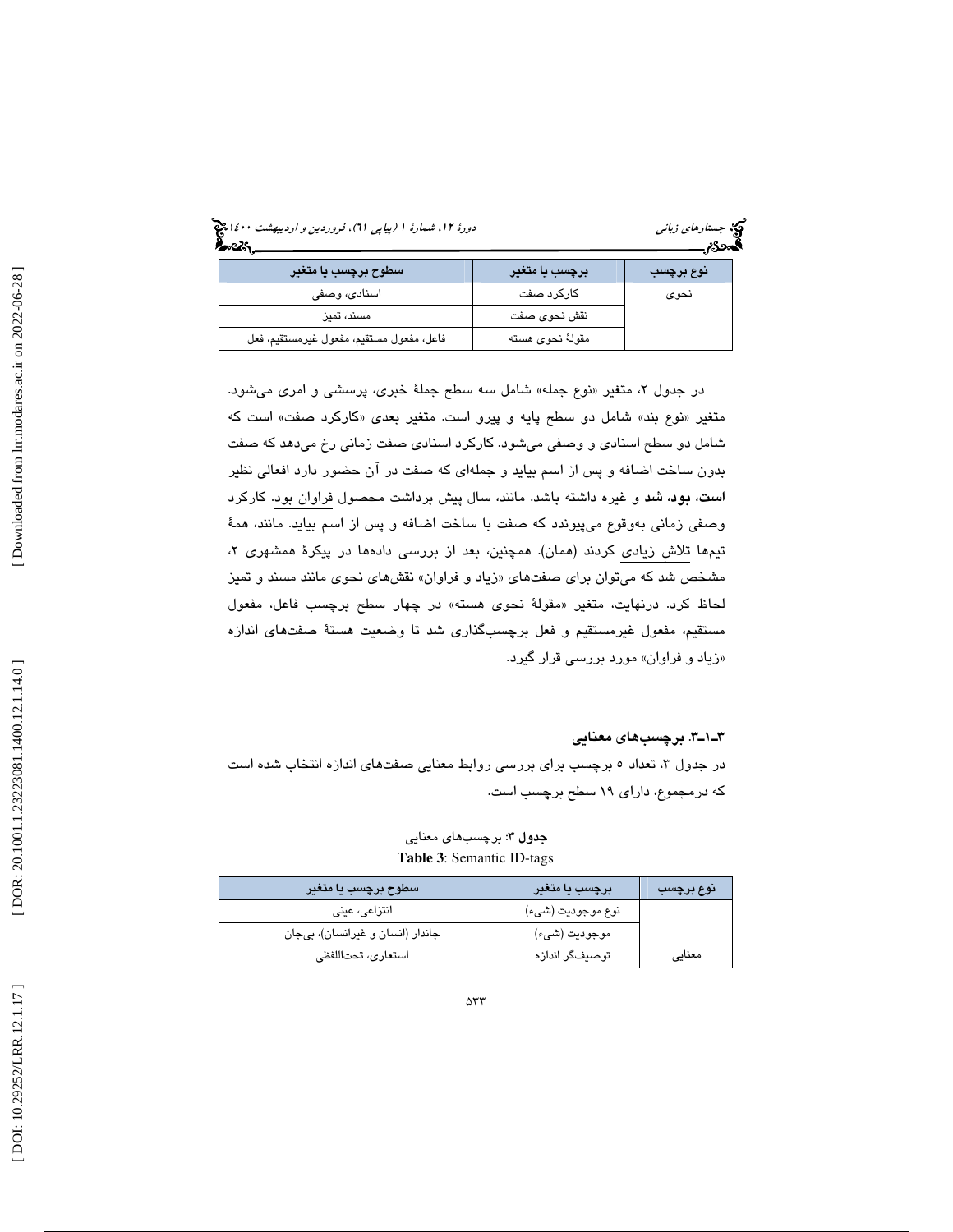| نوع برچسب | برچسب یا متغیر | سطوح برچسب یا متغیر |
|---|---|---|
| نحوی | کارکرد صفت | اسنادی، وصفی |
| | نقش نحوی صفت | مسند، تمیز |
| | مقولهٔ نحوی هسته | فاعل، مفعول مستقیم، مفعول غیرمستقیم، فعل |

در جدول ۲، متغیر «نوع جمله» شامل سه سطح جملهٔ خبری، پرسشی و امری می‌شود. متغیر «نوع بند» شامل دو سطح پایه و پیرو است. متغیر بعدی «کارکرد صفت» است که شامل دو سطح اسنادی و وصفی می‌شود. کارکرد اسنادی صفت زمانی رخ می‌دهد که صفت بدون ساخت اضافه و پس از اسم بیاید و جمله‌ای که صفت در آن حضور دارد افعالی نظیر **است**، **بود**، **شد** و غیره داشته باشد. مانند، سال پیش برداشت محصول فراوان بود. کارکرد وصفی زمانی به‌وقوع می‌پیوندد که صفت با ساخت اضافه و پس از اسم بیاید. مانند، همهٔ تیم‌ها تلاش زیادی کردند (همان). همچنین، بعد از بررسی داده‌ها در پیکرهٔ همشهری ۲، مشخص شد که می‌توان برای صفت‌های «زیاد و فراوان» نقش‌های نحوی مانند مسند و تمیز لحاظ کرد. درنهایت، متغیر «مقولهٔ نحوی هسته» در چهار سطح برچسب فاعل، مفعول مستقیم، مفعول غیرمستقیم و فعل برچسب‌گذاری شد تا وضعیت هستهٔ صفت‌های اندازه «زیاد و فراوان» مورد بررسی قرار گیرد.

### ۳ـ۱ـ۳. برچسب‌های معنایی

در جدول ۳، تعداد ۵ برچسب برای بررسی روابط معنایی صفت‌های اندازه انتخاب شده است که درمجموع، دارای ۱۹ سطح برچسب است.

**جدول ۳**: برچسب‌های معنایی

**Table 3**: Semantic ID-tags

| نوع برچسب | برچسب یا متغیر | سطوح برچسب یا متغیر |
|---|---|---|
| معنایی | نوع موجودیت (شیء) | انتزاعی، عینی |
| | موجودیت (شیء) | جاندار (انسان و غیرانسان)، بی‌جان |
| | توصیف‌گر اندازه | استعاری، تحت‌اللفظی |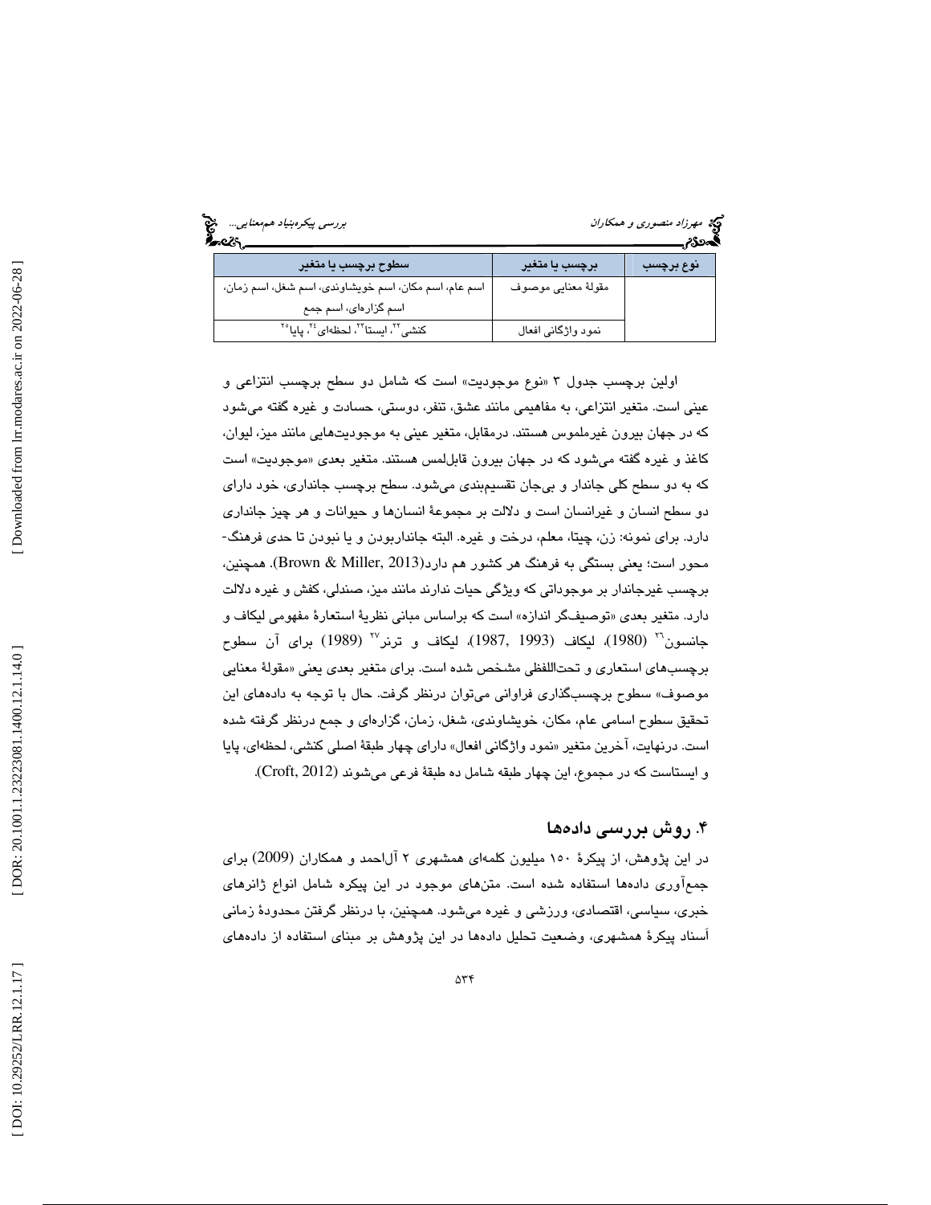| نوع برچسب | برچسب یا متغیر | سطوح برچسب یا متغیر |
|---|---|---|
| | مقولهٔ معنایی موصوف | اسم عام، اسم مکان، اسم خویشاوندی، اسم شغل، اسم زمان، اسم گزاره‌ای، اسم جمع |
| | نمود واژگانی افعال | کنشی[۲۲]، ایستا[۲۳]، لحظه‌ای[۲۴]، پایا[۲۵] |

اولین برچسب جدول ۳ «نوع موجودیت» است که شامل دو سطح برچسب انتزاعی و عینی است. متغیر انتزاعی، به مفاهیمی مانند عشق، تنفر، دوستی، حسادت و غیره گفته می‌شود که در جهان بیرون غیرملموس هستند. درمقابل، متغیر عینی به موجودیت‌هایی مانند میز، لیوان، کاغذ و غیره گفته می‌شود که در جهان بیرون قابل‌لمس هستند. متغیر بعدی «موجودیت» است که به دو سطح کلی جاندار و بی‌جان تقسیم‌بندی می‌شود. سطح برچسب جانداری، خود دارای دو سطح انسان و غیرانسان است و دلالت بر مجموعهٔ انسان‌ها و حیوانات و هر چیز جانداری دارد. برای نمونه: زن، چیتا، معلم، درخت و غیره. البته جاندار‌بودن و یا نبودن تا حدی فرهنگ-محور است؛ یعنی بستگی به فرهنگ هر کشور هم دارد(Brown & Miller, 2013). همچنین، برچسب غیرجاندار بر موجوداتی که ویژگی حیات ندارند مانند میز، صندلی، کفش و غیره دلالت دارد. متغیر بعدی «توصیف‌گر اندازه» است که براساس مبانی نظریهٔ استعارهٔ مفهومی لیکاف و جانسون[۲۶] (1980)، لیکاف (1993 ,1987)، لیکاف و ترنر[۲۷] (1989) برای آن سطوح برچسب‌های استعاری و تحت‌اللفظی مشخص شده است. برای متغیر بعدی یعنی «مقولهٔ معنایی موصوف» سطوح برچسب‌گذاری فراوانی می‌توان درنظر گرفت. حال با توجه به داده‌های این تحقیق سطوح اسامی عام، مکان، خویشاوندی، شغل، زمان، گزاره‌ای و جمع درنظر گرفته شده است. درنهایت، آخرین متغیر «نمود واژگانی افعال» دارای چهار طبقهٔ اصلی کنشی، لحظه‌ای، پایا و ایستاست که در مجموع، این چهار طبقه شامل ده طبقهٔ فرعی می‌شوند (Croft, 2012).

## ۴. روش بررسی داده‌ها

در این پژوهش، از پیکرهٔ ۱۵۰ میلیون کلمه‌ای همشهری ۲ آل‌احمد و همکاران (2009) برای جمع‌آوری داده‌ها استفاده شده است. متن‌های موجود در این پیکره شامل انواع ژانرهای خبری، سیاسی، اقتصادی، ورزشی و غیره می‌شود. همچنین، با درنظر گرفتن محدودهٔ زمانی اَسناد پیکرهٔ همشهری، وضعیت تحلیل داده‌ها در این پژوهش بر مبنای استفاده از داده‌های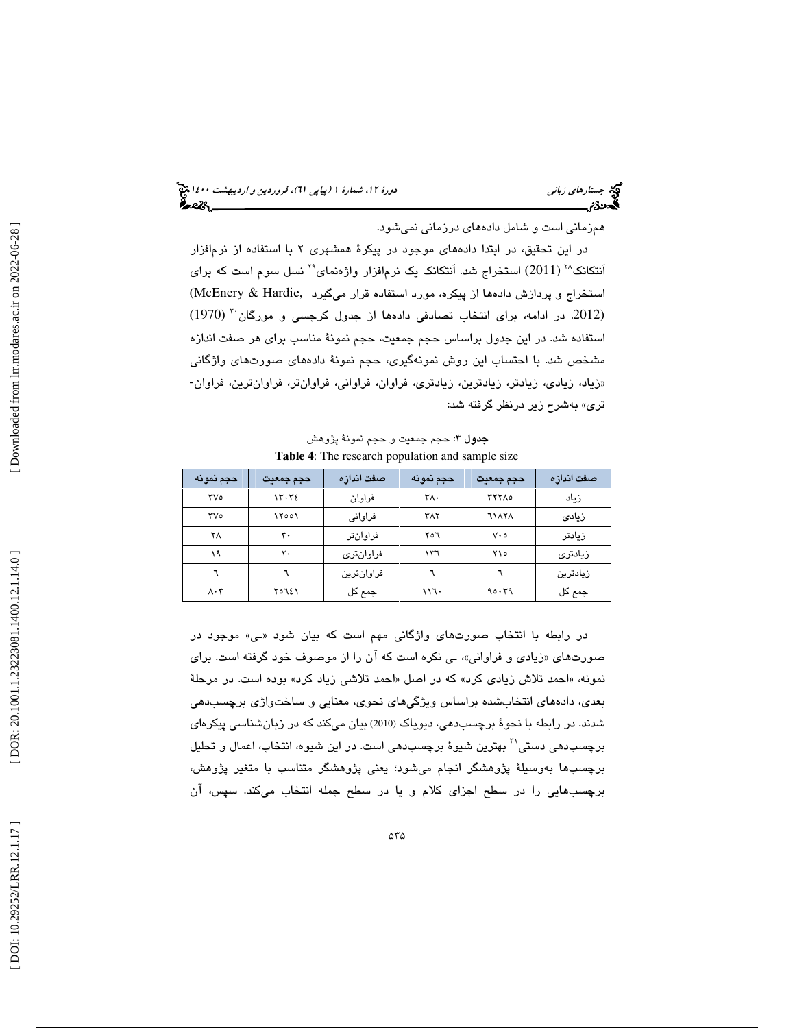هم‌زمانی است و شامل داده‌های درزمانی نمی‌شود.

در این تحقیق، در ابتدا داده‌های موجود در پیکرهٔ همشهری ۲ با استفاده از نرم‌افزار اَنتکانک[۲۸] (2011) استخراج شد. اَنتکانک یک نرم‌افزار واژه‌نمای[۲۹] نسل سوم است که برای استخراج و پردازش داده‌ها از پیکره، مورد استفاده قرار می‌گیرد (McEnery & Hardie, 2012). در ادامه، برای انتخاب تصادفی داده‌ها از جدول کرجسی و مورگان[۳۰] (1970) استفاده شد. در این جدول براساس حجم جمعیت، حجم نمونهٔ مناسب برای هر صفت اندازه مشخص شد. با احتساب این روش نمونه‌گیری، حجم نمونهٔ داده‌های صورت‌های واژگانی «زیاد، زیادی، زیادتر، زیادترین، زیادتری، فراوان، فراوانی، فراوان‌تر، فراوان‌ترین، فراوان‌تری» به‌شرح زیر درنظر گرفته شد:

**جدول ۴**: حجم جمعیت و حجم نمونهٔ پژوهش

**Table 4**: The research population and sample size

| صفت اندازه | حجم جمعیت | حجم نمونه | صفت اندازه | حجم جمعیت | حجم نمونه |
|---|---|---|---|---|---|
| زیاد | ۳۲۲۸۵ | ۳۸۰ | فراوان | ۱۳۰۳۴ | ۳۷۵ |
| زیادی | ۶۱۸۲۸ | ۳۸۲ | فراوانی | ۱۲۵۵۱ | ۳۷۵ |
| زیادتر | ۷۰۵ | ۲۵۶ | فراوان‌تر | ۳۰ | ۲۸ |
| زیادتری | ۲۱۵ | ۱۳۶ | فراوان‌تری | ۲۰ | ۱۹ |
| زیادترین | ۶ | ۶ | فراوان‌ترین | ۶ | ۶ |
| جمع کل | ۹۵۰۳۹ | ۱۱۶۰ | جمع کل | ۲۵۶۴۱ | ۸۰۳ |

در رابطه با انتخاب صورت‌های واژگانی مهم است که بیان شود «ی» موجود در صورت‌های «زیادی و فراوانی»، ی نکره است که آن را از موصوف خود گرفته است. برای نمونه، «احمد تلاش زیادی کرد» که در اصل «احمد تلاشی زیاد کرد» بوده است. در مرحلهٔ بعدی، داده‌های انتخاب‌شده براساس ویژگی‌های نحوی، معنایی و ساخت‌واژی برچسب‌دهی شدند. در رابطه با نحوهٔ برچسب‌دهی، دیویاک (2010) بیان می‌کند که در زبان‌شناسی پیکره‌ای برچسب‌دهی دستی[۳۱] بهترین شیوهٔ برچسب‌دهی است. در این شیوه، انتخاب، اعمال و تحلیل برچسب‌ها به‌وسیلهٔ پژوهشگر انجام می‌شود؛ یعنی پژوهشگر متناسب با متغیر پژوهش، برچسب‌هایی را در سطح اجزای کلام و یا در سطح جمله انتخاب می‌کند. سپس، آن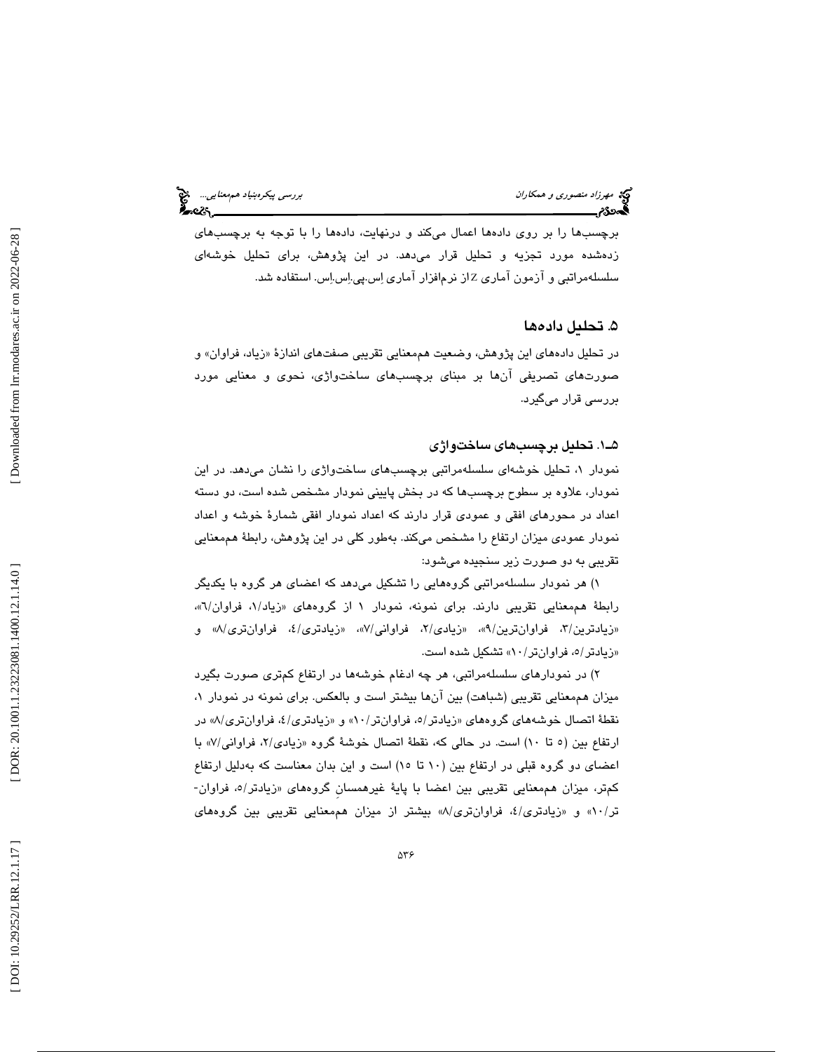برچسب‌ها را بر روی داده‌ها اعمال می‌کند و درنهایت، داده‌ها را با توجه به برچسب‌های زده‌شده مورد تجزیه و تحلیل قرار می‌دهد. در این پژوهش، برای تحلیل خوشه‌ای سلسله‌مراتبی و آزمون آماری Z از نرم‌افزار آماری اِس.پی.اِس.اِس. استفاده شد.

## ۵. تحلیل داده‌ها

در تحلیل داده‌های این پژوهش، وضعیت هم‌معنایی تقریبی صفت‌های اندازهٔ «زیاد، فراوان» و صورت‌های تصریفی آن‌ها بر مبنای برچسب‌های ساخت‌واژی، نحوی و معنایی مورد بررسی قرار می‌گیرد.

### ۵ـ۱. تحلیل برچسب‌های ساخت‌واژی

نمودار ۱، تحلیل خوشه‌ای سلسله‌مراتبی برچسب‌های ساخت‌واژی را نشان می‌دهد. در این نمودار، علاوه بر سطوح برچسب‌ها که در بخش پایینی نمودار مشخص شده است، دو دسته اعداد در محورهای افقی و عمودی قرار دارند که اعداد نمودار افقی شمارهٔ خوشه و اعداد نمودار عمودی میزان ارتفاع را مشخص می‌کند. به‌طور کلی در این پژوهش، رابطهٔ هم‌معنایی تقریبی به دو صورت زیر سنجیده می‌شود:

۱) هر نمودار سلسله‌مراتبی گروه‌هایی را تشکیل می‌دهد که اعضای هر گروه با یکدیگر رابطهٔ هم‌معنایی تقریبی دارند. برای نمونه، نمودار ۱ از گروه‌های «زیاد/۱، فراوان/۶»، «زیادترین/۳، فراوان‌ترین/۹»، «زیادی/۲، فراوانی/۷»، «زیادتری/۴، فراوان‌تری/۸» و «زیادتر/۵، فراوان‌تر/۱۰» تشکیل شده است.

۲) در نمودارهای سلسله‌مراتبی، هر چه ادغام خوشه‌ها در ارتفاع کم‌تری صورت بگیرد میزان هم‌معنایی تقریبی (شباهت) بین آن‌ها بیشتر است و بالعکس. برای نمونه در نمودار ۱، نقطهٔ اتصال خوشه‌های گروه‌های «زیادتر/۵، فراوان‌تر/۱۰» و «زیادتری/۴، فراوان‌تری/۸» در ارتفاع بین (۵ تا ۱۰) است. در حالی که، نقطهٔ اتصال خوشهٔ گروه «زیادی/۲، فراوانی/۷» با اعضای دو گروه قبلی در ارتفاع بین (۱۰ تا ۱۵) است و این بدان معناست که به‌دلیل ارتفاع کم‌تر، میزان هم‌معنایی تقریبی بین اعضا با پایهٔ غیرهمسانِ گروه‌های «زیادتر/۵، فراوان‌تر/۱۰» و «زیادتری/۴، فراوان‌تری/۸» بیشتر از میزان هم‌معنایی تقریبی بین گروه‌های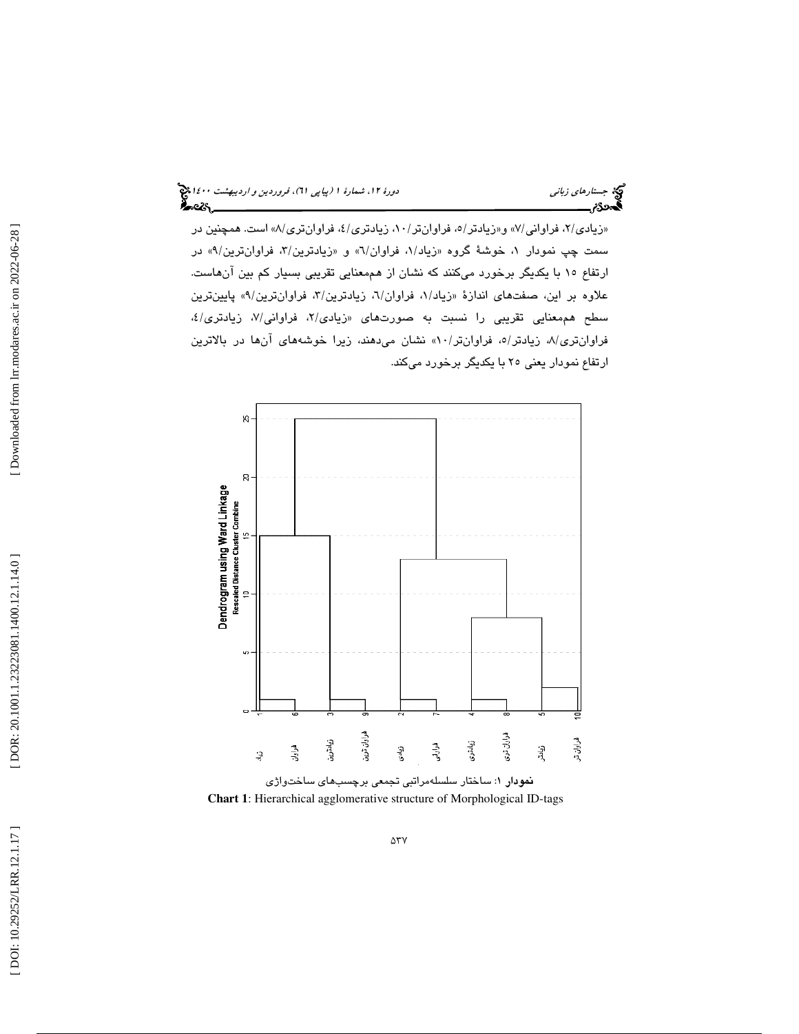«زیادی/۲، فراوانی/۷» و«زیادتر/۵، فراوان‌تر/۱۰، زیادتری/۴، فراوان‌تری/۸» است. همچنین در سمت چپ نمودار ۱، خوشهٔ گروه «زیاد/۱، فراوان/۶» و «زیادترین/۳، فراوان‌ترین/۹» در ارتفاع ۱۵ با یکدیگر برخورد می‌کنند که نشان از هم‌معنایی تقریبی بسیار کم بین آن‌هاست. علاوه بر این، صفت‌های اندازهٔ «زیاد/۱، فراوان/۶، زیادترین/۳، فراوان‌ترین/۹» پایین‌ترین سطح هم‌معنایی تقریبی را نسبت به صورت‌های «زیادی/۲، فراوانی/۷، زیادتری/۴، فراوان‌تری/۸، زیادتر/۵، فراوان‌تر/۱۰» نشان می‌دهند، زیرا خوشه‌های آن‌ها در بالاترین ارتفاع نمودار یعنی ۲۵ با یکدیگر برخورد می‌کند.

Dendrogram using Ward Linkage
Rescaled Distance Cluster Combine

زیاد (1)، فراوان (6)، زیادترین (3)، فراوان‌ترین (9)، زیادی (2)، فراوانی (7)، زیادتری (4)، فراوان‌تری (8)، زیادتر (5)، فراوان‌تر (10)

**نمودار ۱**: ساختار سلسله‌مراتبی تجمعی برچسب‌های ساخت‌واژی

**Chart 1**: Hierarchical agglomerative structure of Morphological ID-tags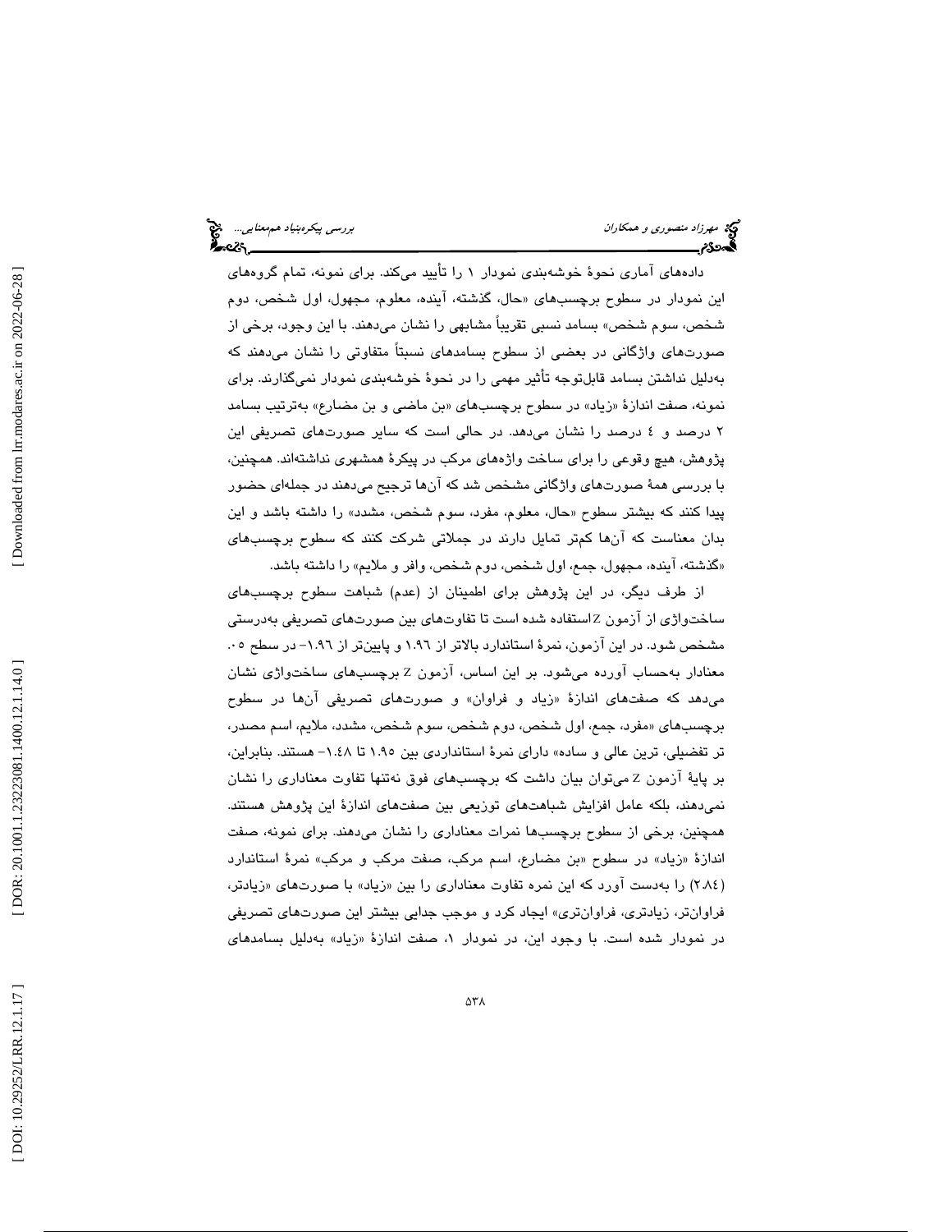داده‌های آماری نحوۀ خوشه‌بندی نمودار ۱ را تأیید می‌کند. برای نمونه، تمام گروه‌های این نمودار در سطوح برچسب‌های «حال، گذشته، آینده، معلوم، مجهول، اول شخص، دوم شخص، سوم شخص» بسامد نسبی تقریباً مشابهی را نشان می‌دهند. با این وجود، برخی از صورت‌های واژگانی در بعضی از سطوح بسامدهای نسبتاً متفاوتی را نشان می‌دهند که به‌دلیل نداشتن بسامد قابل‌توجه تأثیر مهمی را در نحوۀ خوشه‌بندی نمودار نمی‌گذارند. برای نمونه، صفت اندازۀ «زیاد» در سطوح برچسب‌های «بن ماضی و بن مضارع» به‌ترتیب بسامد ۲ درصد و ٤ درصد را نشان می‌دهد. در حالی است که سایر صورت‌های تصریفی این پژوهش، هیچ وقوعی را برای ساخت واژه‌های مرکب در پیکرۀ همشهری نداشته‌اند. همچنین، با بررسی همۀ صورت‌های واژگانی مشخص شد که آن‌ها ترجیح می‌دهند در جمله‌ای حضور پیدا کنند که بیشتر سطوح «حال، معلوم، مفرد، سوم شخص، مشدد» را داشته باشد و این بدان معناست که آن‌ها کم‌تر تمایل دارند در جملاتی شرکت کنند که سطوح برچسب‌های «گذشته، آینده، مجهول، جمع، اول شخص، دوم شخص، وافر و ملایم» را داشته باشد.

از طرف دیگر، در این پژوهش برای اطمینان از (عدم) شباهت سطوح برچسب‌های ساخت‌واژی از آزمون Z استفاده شده است تا تفاوت‌های بین صورت‌های تصریفی به‌درستی مشخص شود. در این آزمون، نمرۀ استاندارد بالاتر از ۱.۹٦ و پایین‌تر از ۱.۹٦- در سطح ۰.۰۵ معنادار به‌حساب آورده می‌شود. بر این اساس، آزمون Z برچسب‌های ساخت‌واژی نشان می‌دهد که صفت‌های اندازۀ «زیاد و فراوان» و صورت‌های تصریفی آن‌ها در سطوح برچسب‌های «مفرد، جمع، اول شخص، دوم شخص، سوم شخص، مشدد، ملایم، اسم مصدر، تر تفضیلی، ترین عالی و ساده» دارای نمرۀ استانداردی بین ۱.۹۵ تا ۱.٤۸- هستند. بنابراین، بر پایۀ آزمون Z می‌توان بیان داشت که برچسب‌های فوق نه‌تنها تفاوت معناداری را نشان نمی‌دهند، بلکه عامل افزایش شباهت‌های توزیعی بین صفت‌های اندازۀ این پژوهش هستند. همچنین، برخی از سطوح برچسب‌ها نمرات معناداری را نشان می‌دهند. برای نمونه، صفت اندازۀ «زیاد» در سطوح «بن مضارع، اسم مرکب، صفت مرکب و مرکب» نمرۀ استاندارد (۲.٨٤) را به‌دست آورد که این نمره تفاوت معناداری را بین «زیاد» با صورت‌های «زیادتر، فراوان‌تر، زیادتری، فراوان‌تری» ایجاد کرد و موجب جدایی بیشتر این صورت‌های تصریفی در نمودار شده است. با وجود این، در نمودار ۱، صفت اندازۀ «زیاد» به‌دلیل بسامدهای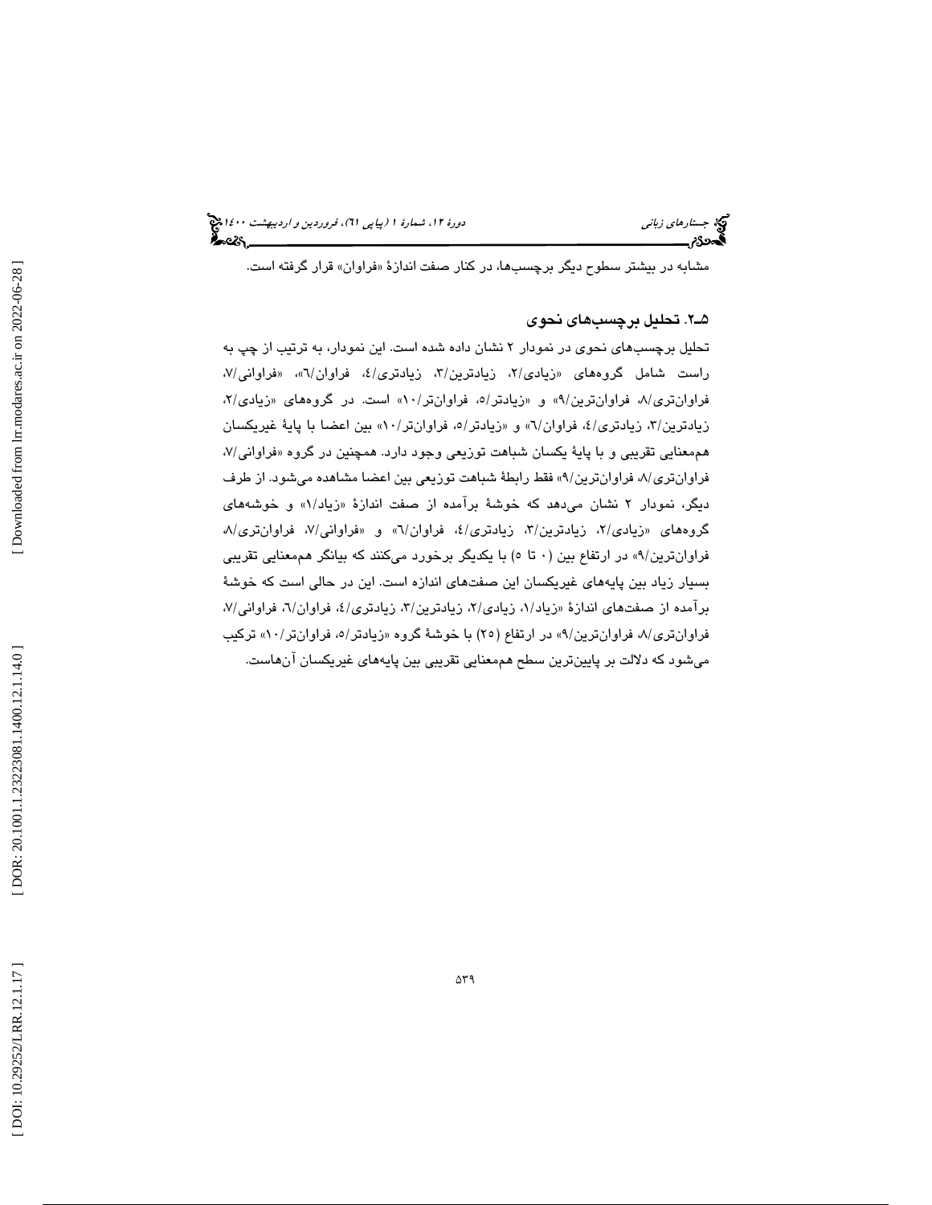مشابه در بیشتر سطوح دیگر برچسب‌ها، در کنار صفت اندازهٔ «فراوان» قرار گرفته است.

### ۵ـ۲. تحلیل برچسب‌های نحوی

تحلیل برچسب‌های نحوی در نمودار ۲ نشان داده شده است. این نمودار، به ترتیب از چپ به راست شامل گروه‌های «زیادی/۲، زیادترین/۳، زیادتری/٤، فراوان/٦»، «فراوانی/۷، فراوان‌تری/۸، فراوان‌ترین/۹» و «زیادتر/٥، فراوان‌تر/۱۰» است. در گروه‌های «زیادی/۲، زیادترین/۳، زیادتری/٤، فراوان/٦» و «زیادتر/٥، فراوان‌تر/۱۰» بین اعضا با پایهٔ غیریکسان هم‌معنایی تقریبی و با پایهٔ یکسان شباهت توزیعی وجود دارد. همچنین در گروه «فراوانی/۷، فراوان‌تری/۸، فراوان‌ترین/۹» فقط رابطهٔ شباهت توزیعی بین اعضا مشاهده می‌شود. از طرف دیگر، نمودار ۲ نشان می‌دهد که خوشهٔ برآمده از صفت اندازهٔ «زیاد/۱» و خوشه‌های گروه‌های «زیادی/۲، زیادترین/۳، زیادتری/٤، فراوان/٦» و «فراوانی/۷، فراوان‌تری/۸، فراوان‌ترین/۹» در ارتفاع بین (۰ تا ٥) با یکدیگر برخورد می‌کنند که بیانگر هم‌معنایی تقریبی بسیار زیاد بین پایه‌های غیریکسان این صفت‌های اندازه است. این در حالی است که خوشهٔ برآمده از صفت‌های اندازهٔ «زیاد/۱، زیادی/۲، زیادترین/۳، زیادتری/٤، فراوان/٦، فراوانی/۷، فراوان‌تری/۸، فراوان‌ترین/۹» در ارتفاع (۲٥) با خوشهٔ گروه «زیادتر/٥، فراوان‌تر/۱۰» ترکیب می‌شود که دلالت بر پایین‌ترین سطح هم‌معنایی تقریبی بین پایه‌های غیریکسان آن‌هاست.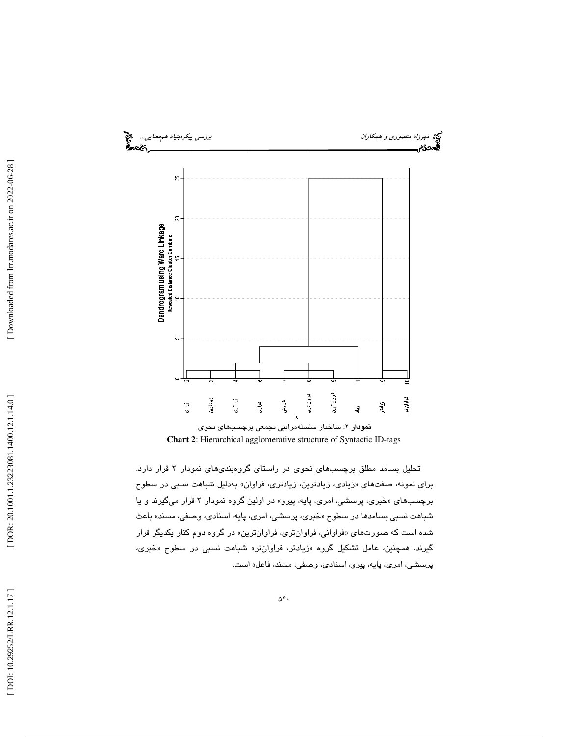Dendrogram using Ward Linkage

Rescaled Distance Cluster Combine

| 2 | 3 | 4 | 6 | 7 | 8 | 9 | 1 | 5 | 10 |
|---|---|---|---|---|---|---|---|---|---|
| زیادی | زیادترین | زیادتری | فراوان | فراوانی | فراوان تری | فراوان ترین | زیاد | زیادتر | فراوان تر |

**نمودار ۲**: ساختار سلسله‌مراتبی تجمعی برچسب‌های نحوی

**Chart 2**: Hierarchical agglomerative structure of Syntactic ID-tags

تحلیل بسامد مطلق برچسب‌های نحوی در راستای گروه‌بندی‌های نمودار ۲ قرار دارد. برای نمونه، صفت‌های «زیادی، زیادترین، زیادتری، فراوان» به‌دلیل شباهت نسبی در سطوح برچسب‌های «خبری، پرسشی، امری، پایه، پیرو» در اولین گروه نمودار ۲ قرار می‌گیرند و یا شباهت نسبی بسامدها در سطوح «خبری، پرسشی، امری، پایه، اسنادی، وصفی، مسند» باعث شده است که صورت‌های «فراوانی، فراوان‌تری، فراوان‌ترین» در گروه دوم کنار یکدیگر قرار گیرند. همچنین، عامل تشکیل گروه «زیادتر، فراوان‌تر» شباهت نسبی در سطوح «خبری، پرسشی، امری، پایه، پیرو، اسنادی، وصفی، مسند، فاعل» است.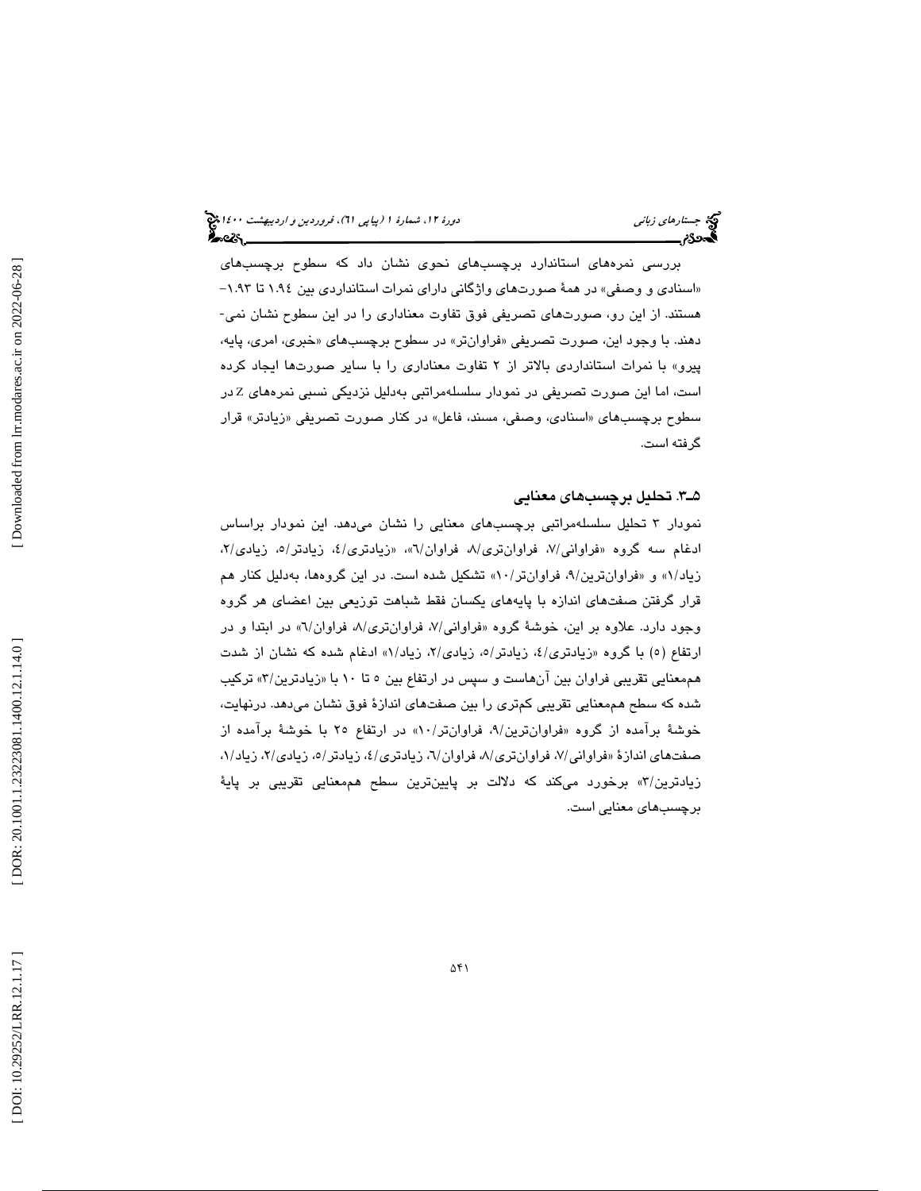بررسی نمره‌های استاندارد برچسب‌های نحوی نشان داد که سطوح برچسب‌های «اسنادی و وصفی» در همهٔ صورت‌های واژگانی دارای نمرات استانداردی بین ۱.۹۴ تا ۱.۹۳- هستند. از این رو، صورت‌های تصریفی فوق تفاوت معناداری را در این سطوح نشان نمی‌دهند. با وجود این، صورت تصریفی «فراوان‌تر» در سطوح برچسب‌های «خبری، امری، پایه، پیرو» با نمرات استانداردی بالاتر از ۲ تفاوت معناداری را با سایر صورت‌ها ایجاد کرده است، اما این صورت تصریفی در نمودار سلسله‌مراتبی به‌دلیل نزدیکی نسبی نمره‌های Z در سطوح برچسب‌های «اسنادی، وصفی، مسند، فاعل» در کنار صورت تصریفی «زیادتر» قرار گرفته است.

### ۵ـ۳. تحلیل برچسب‌های معنایی

نمودار ۳ تحلیل سلسله‌مراتبی برچسب‌های معنایی را نشان می‌دهد. این نمودار براساس ادغام سه گروه «فراوانی/۷، فراوان‌تری/۸، فراوان/٦»، «زیادتری/٤، زیادتر/٥، زیادی/۲، زیاد/۱» و «فراوان‌ترین/۹، فراوان‌تر/۱۰» تشکیل شده است. در این گروه‌ها، به‌دلیل کنار هم قرار گرفتن صفت‌های اندازه با پایه‌های یکسان فقط شباهت توزیعی بین اعضای هر گروه وجود دارد. علاوه بر این، خوشهٔ گروه «فراوانی/۷، فراوان‌تری/۸، فراوان/٦» در ابتدا و در ارتفاع (٥) با گروه «زیادتری/٤، زیادتر/٥، زیادی/۲، زیاد/۱» ادغام شده که نشان از شدت هم‌معنایی تقریبی فراوان بین آن‌هاست و سپس در ارتفاع بین ٥ تا ۱۰ با «زیادترین/۳» ترکیب شده که سطح هم‌معنایی تقریبی کم‌تری را بین صفت‌های اندازهٔ فوق نشان می‌دهد. درنهایت، خوشهٔ برآمده از گروه «فراوان‌ترین/۹، فراوان‌تر/۱۰» در ارتفاع ۲٥ با خوشهٔ برآمده از صفت‌های اندازهٔ «فراوانی/۷، فراوان‌تری/۸، فراوان/٦، زیادتری/٤، زیادتر/٥، زیادی/۲، زیاد/۱، زیادترین/۳» برخورد می‌کند که دلالت بر پایین‌ترین سطح هم‌معنایی تقریبی بر پایهٔ برچسب‌های معنایی است.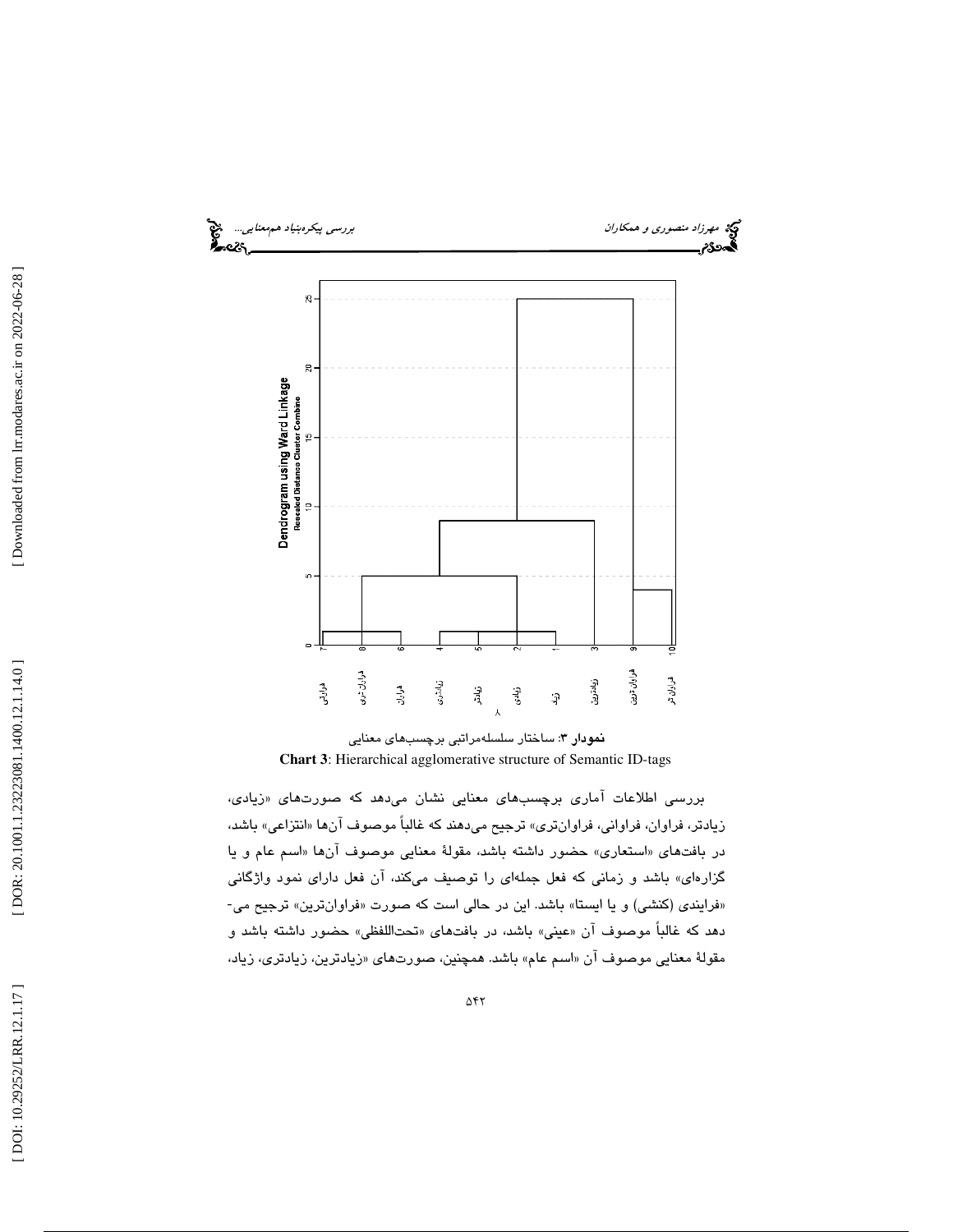Dendrogram using Ward Linkage

Rescaled Distance Cluster Combine

| 7 | 8 | 6 | 4 | 5 | 2 | 1 | 3 | 9 | 10 |
|---|---|---|---|---|---|---|---|---|---|
| فراوانی | فراوان‌تری | فراوان | زیادتری | زیادتر | زیادی | زیاد | زیادترین | فراوان‌ترین | فراوان‌تر |

**نمودار ۳**: ساختار سلسله‌مراتبی برچسب‌های معنایی

**Chart 3**: Hierarchical agglomerative structure of Semantic ID-tags

بررسی اطلاعات آماری برچسب‌های معنایی نشان می‌دهد که صورت‌های «زیادی، زیادتر، فراوان، فراوانی، فراوان‌تری» ترجیح می‌دهند که غالباً موصوف آن‌ها «انتزاعی» باشد، در بافت‌های «استعاری» حضور داشته باشد، مقولۀ معنایی موصوف آن‌ها «اسم عام و یا گزاره‌ای» باشد و زمانی که فعل جمله‌ای را توصیف می‌کند، آن فعل دارای نمود واژگانی «فرایندی (کنشی) و یا ایستا» باشد. این در حالی است که صورت «فراوان‌ترین» ترجیح می‌دهد که غالباً موصوف آن «عینی» باشد، در بافت‌های «تحت‌اللفظی» حضور داشته باشد و مقولۀ معنایی موصوف آن «اسم عام» باشد. همچنین، صورت‌های «زیادترین، زیادتری، زیاد،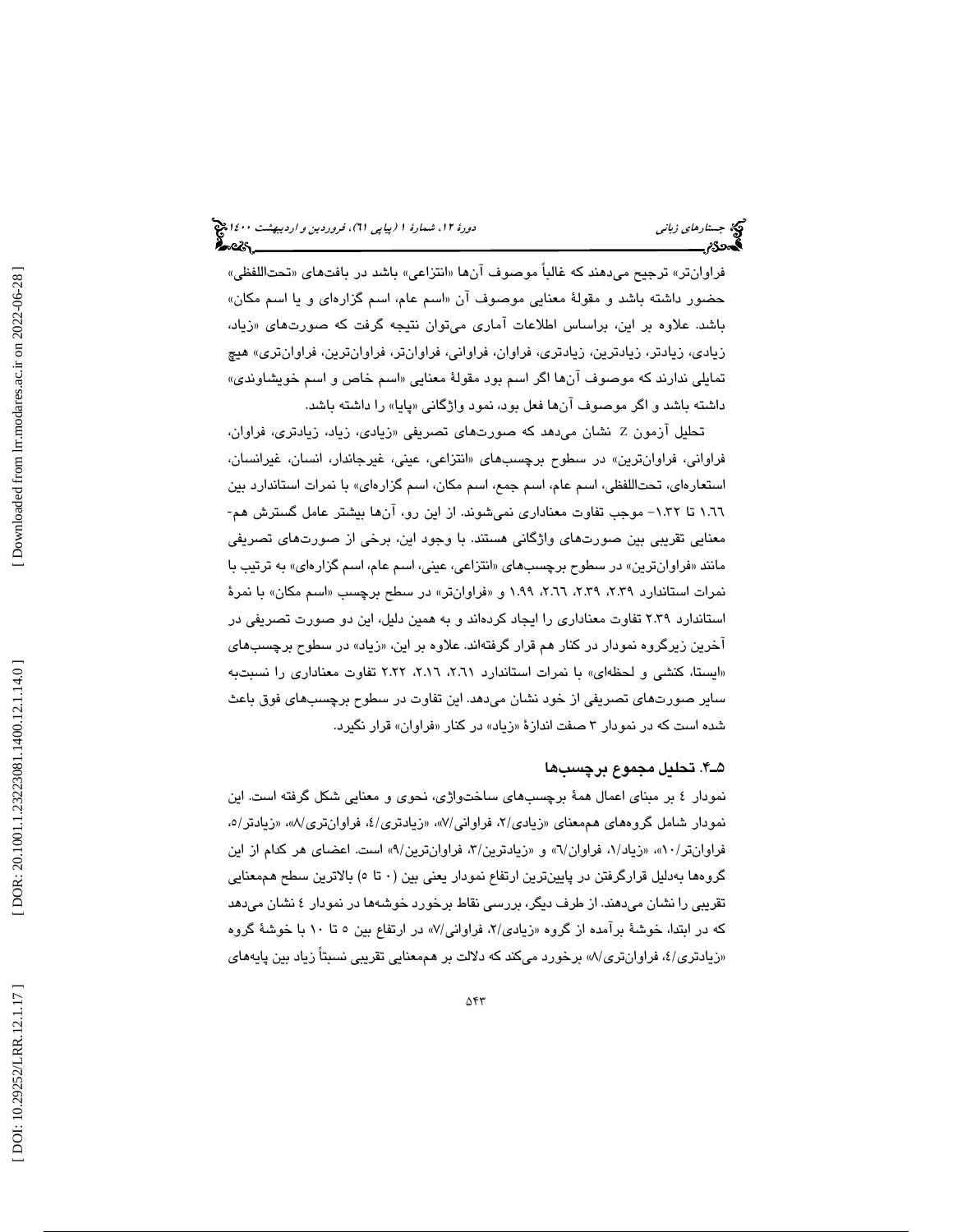فراوان‌تر» ترجیح می‌دهند که غالباً موصوف آن‌ها «انتزاعی» باشد در بافت‌های «تحت‌اللفظی» حضور داشته باشد و مقولهٔ معنایی موصوف آن «اسم عام، اسم گزاره‌ای و یا اسم مکان» باشد. علاوه بر این، براساس اطلاعات آماری می‌توان نتیجه گرفت که صورت‌های «زیاد، زیادی، زیادتر، زیادترین، زیادتری، فراوان، فراوانی، فراوان‌تر، فراوان‌ترین، فراوان‌تری» هیچ تمایلی ندارند که موصوف آن‌ها اگر اسم بود مقولهٔ معنایی «اسم خاص و اسم خویشاوندی» داشته باشد و اگر موصوف آن‌ها فعل بود، نمود واژگانی «پایا» را داشته باشد.

تحلیل آزمون Z نشان می‌دهد که صورت‌های تصریفی «زیادی، زیاد، زیادتری، فراوان، فراوانی، فراوان‌ترین» در سطوح برچسب‌های «انتزاعی، عینی، غیرجاندار، انسان، غیرانسان، استعاره‌ای، تحت‌اللفظی، اسم عام، اسم جمع، اسم مکان، اسم گزاره‌ای» با نمرات استاندارد بین ۱.۶۶ تا ۱.۳۲- موجب تفاوت معناداری نمی‌شوند. از این رو، آن‌ها بیشتر عامل گسترش هم-معنایی تقریبی بین صورت‌های واژگانی هستند. با وجود این، برخی از صورت‌های تصریفی مانند «فراوان‌ترین» در سطوح برچسب‌های «انتزاعی، عینی، اسم عام، اسم گزاره‌ای» به ترتیب با نمرات استاندارد ۲.۳۹، ۲.۳۹، ۲.٦٦، ۱.۹۹ و «فراوان‌تر» در سطح برچسب «اسم مکان» با نمرهٔ استاندارد ۲.۳۹ تفاوت معناداری را ایجاد کرده‌اند و به همین دلیل، این دو صورت تصریفی در آخرین زیرگروه نمودار در کنار هم قرار گرفته‌اند. علاوه بر این، «زیاد» در سطوح برچسب‌های «ایستا، کنشی و لحظه‌ای» با نمرات استاندارد ۲.٦۱، ۲.۱٦، ۲.۲۲ تفاوت معناداری را نسبت‌به سایر صورت‌های تصریفی از خود نشان می‌دهد. این تفاوت در سطوح برچسب‌های فوق باعث شده است که در نمودار ۳ صفت اندازهٔ «زیاد» در کنار «فراوان» قرار نگیرد.

### ۵ـ۴. تحلیل مجموع برچسب‌ها

نمودار ٤ بر مبنای اعمال همهٔ برچسب‌های ساخت‌واژی، نحوی و معنایی شکل گرفته است. این نمودار شامل گروه‌های هم‌معنای «زیادی/۲، فراوانی/۷»، «زیادتری/٤، فراوان‌تری/۸»، «زیادتر/۵، فراوان‌تر/۱۰»، «زیاد/۱، فراوان/٦» و «زیادترین/۳، فراوان‌ترین/۹» است. اعضای هر کدام از این گروه‌ها به‌دلیل قرارگرفتن در پایین‌ترین ارتفاع نمودار یعنی بین (۰ تا ۵) بالاترین سطح هم‌معنایی تقریبی را نشان می‌دهند. از طرف دیگر، بررسی نقاط برخورد خوشه‌ها در نمودار ٤ نشان می‌دهد که در ابتدا، خوشهٔ برآمده از گروه «زیادی/۲، فراوانی/۷» در ارتفاع بین ۵ تا ۱۰ با خوشهٔ گروه «زیادتری/٤، فراوان‌تری/۸» برخورد می‌کند که دلالت بر هم‌معنایی تقریبی نسبتاً زیاد بین پایه‌های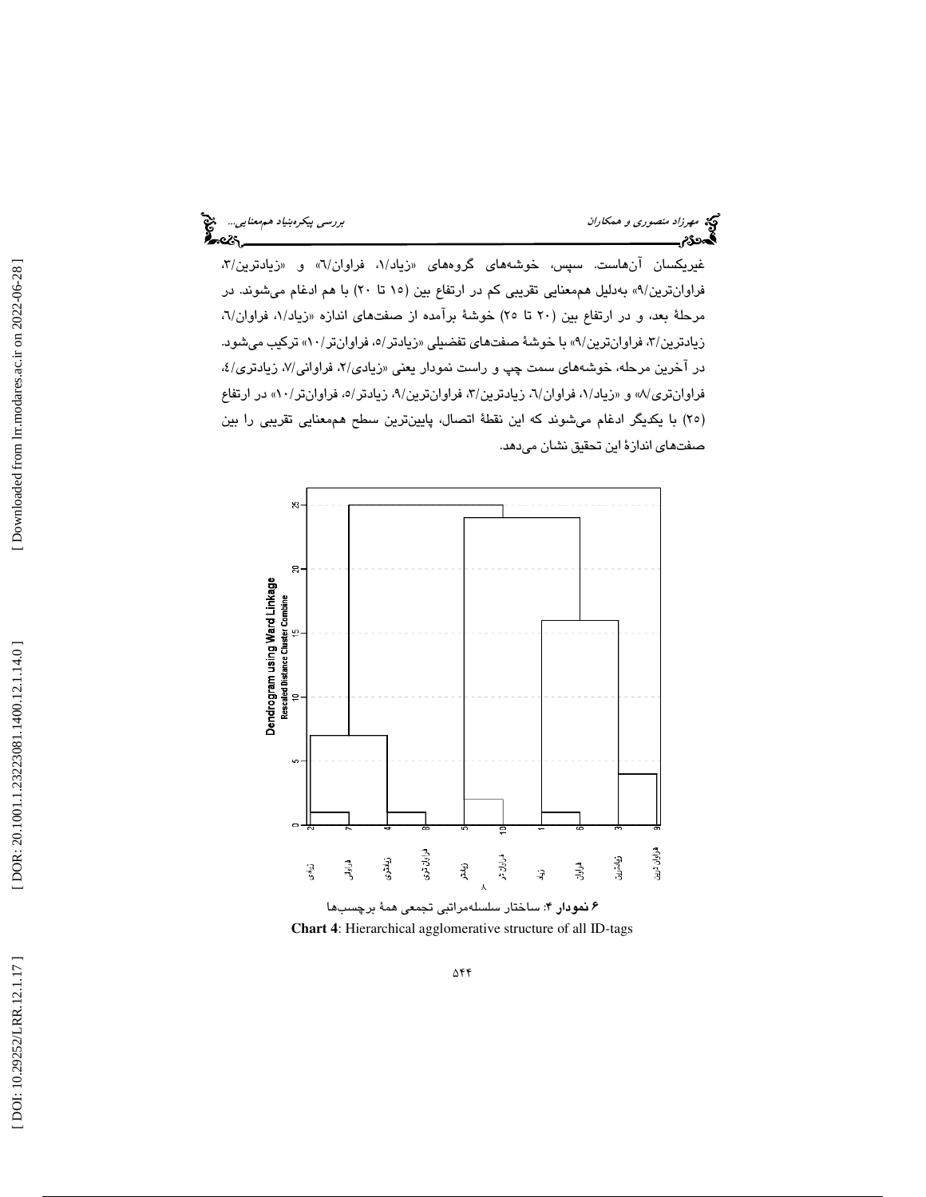غیریکسان آن‌هاست. سپس، خوشه‌های گروه‌های «زیاد/۱، فراوان/٦» و «زیادترین/۳، فراوان‌ترین/۹» به‌دلیل هم‌معنایی تقریبی کم در ارتفاع بین (۱۵ تا ۲۰) با هم ادغام می‌شوند. در مرحلهٔ بعد، و در ارتفاع بین (۲۰ تا ۲۵) خوشهٔ برآمده از صفت‌های اندازه «زیاد/۱، فراوان/٦، زیادترین/۳، فراوان‌ترین/۹» با خوشهٔ صفت‌های تفضیلی «زیادتر/۵، فراوان‌تر/۱۰» ترکیب می‌شود. در آخرین مرحله، خوشه‌های سمت چپ و راست نمودار یعنی «زیادی/۲، فراوانی/۷، زیادتری/٤، فراوان‌تری/۸» و «زیاد/۱، فراوان/٦، زیادترین/۳، فراوان‌ترین/۹، زیادتر/۵، فراوان‌تر/۱۰» در ارتفاع (۲۵) با یکدیگر ادغام می‌شوند که این نقطهٔ اتصال، پایین‌ترین سطح هم‌معنایی تقریبی را بین صفت‌های اندازهٔ این تحقیق نشان می‌دهد.

**نمودار ۴**: ساختار سلسله‌مراتبی تجمعی همهٔ برچسب‌ها

**Chart 4**: Hierarchical agglomerative structure of all ID-tags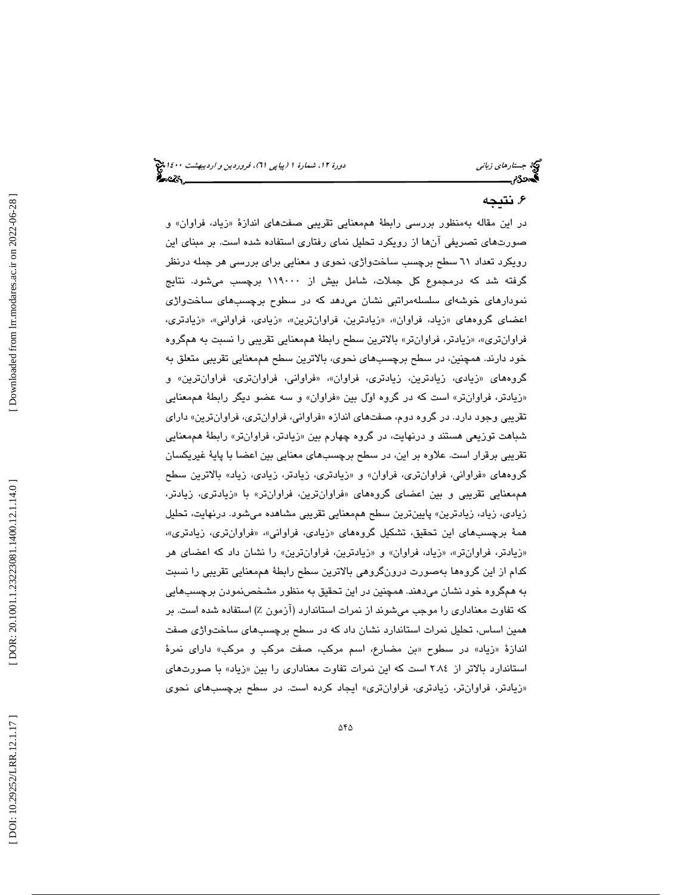## ۶. نتیجه

در این مقاله به‌منظور بررسی رابطهٔ هم‌معنایی تقریبی صفت‌های اندازهٔ «زیاد، فراوان» و صورت‌های تصریفی آن‌ها از رویکرد تحلیل نمای رفتاری استفاده شده است. بر مبنای این رویکرد تعداد ۶۱ سطح برچسب ساخت‌واژی، نحوی و معنایی برای بررسی هر جمله درنظر گرفته شد که درمجموع کل جملات، شامل بیش از ۱۱۹۰۰۰ برچسب می‌شود. نتایج نمودارهای خوشه‌ای سلسله‌مراتبی نشان می‌دهد که در سطوح برچسب‌های ساخت‌واژی اعضای گروه‌های «زیاد، فراوان»، «زیادترین، فراوان‌ترین»، «زیادی، فراوانی»، «زیادتری، فراوان‌تری»، «زیادتر، فراوان‌تر» بالاترین سطح رابطهٔ هم‌معنایی تقریبی را نسبت به هم‌گروه خود دارند. همچنین، در سطح برچسب‌های نحوی، بالاترین سطح هم‌معنایی تقریبی متعلق به گروه‌های «زیادی، زیادترین، زیادتری، فراوان»، «فراوانی، فراوان‌تری، فراوان‌ترین» و «زیادتر، فراوان‌تر» است که در گروه اوّل بین «فراوان» و سه عضو دیگر رابطهٔ هم‌معنایی تقریبی وجود دارد. در گروه دوم، صفت‌های اندازه «فراوانی، فراوان‌تری، فراوان‌ترین» دارای شباهت توزیعی هستند و درنهایت، در گروه چهارم بین «زیادتر، فراوان‌تر» رابطهٔ هم‌معنایی تقریبی برقرار است. علاوه بر این، در سطح برچسب‌های معنایی بین اعضا با پایهٔ غیریکسان گروه‌های «فراوانی، فراوان‌تری، فراوان» و «زیادتری، زیادتر، زیادی، زیاد» بالاترین سطح هم‌معنایی تقریبی و بین اعضای گروه‌های «فراوان‌ترین، فراوان‌تر» با «زیادتری، زیادتر، زیادی، زیاد، زیادترین» پایین‌ترین سطح هم‌معنایی تقریبی مشاهده می‌شود. درنهایت، تحلیل همهٔ برچسب‌های این تحقیق، تشکیل گروه‌های «زیادی، فراوانی»، «فراوان‌تری، زیادتری»، «زیادتر، فراوان‌تر»، «زیاد، فراوان» و «زیادترین، فراوان‌ترین» را نشان داد که اعضای هر کدام از این گروه‌ها به‌صورت درون‌گروهی بالاترین سطح رابطهٔ هم‌معنایی تقریبی را نسبت به هم‌گروه خود نشان می‌دهند. همچنین در این تحقیق به منظور مشخص‌نمودن برچسب‌هایی که تفاوت معناداری را موجب می‌شوند از نمرات استاندارد (آزمون Z) استفاده شده است. بر همین اساس، تحلیل نمرات استاندارد نشان داد که در سطح برچسب‌های ساخت‌واژی صفت اندازهٔ «زیاد» در سطوح «بن مضارع، اسم مرکب، صفت مرکب و مرکب» دارای نمرهٔ استاندارد بالاتر از ۲.۸۴ است که این نمرات تفاوت معناداری را بین «زیاد» با صورت‌های «زیادتر، فراوان‌تر، زیادتری، فراوان‌تری» ایجاد کرده است. در سطح برچسب‌های نحوی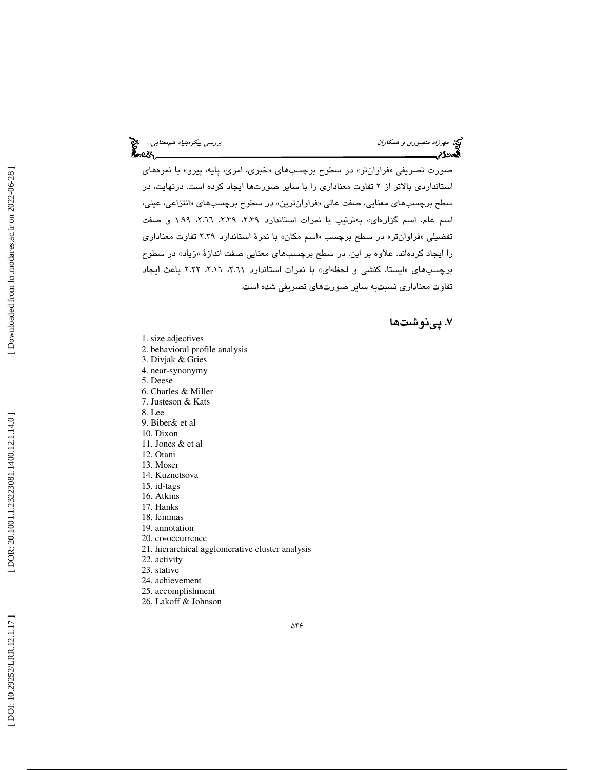صورت تصریفی «فراوان‌تر» در سطوح برچسب‌های «خبری، امری، پایه، پیرو» با نمره‌های استانداردی بالاتر از ۲ تفاوت معناداری را با سایر صورت‌ها ایجاد کرده است. درنهایت، در سطح برچسب‌های معنایی، صفت عالی «فراوان‌ترین» در سطوح برچسب‌های «انتزاعی، عینی، اسم عام، اسم گزاره‌ای» به‌ترتیب با نمرات استاندارد ۲.۳۹، ۲.۳۹، ۲.٦٦، ۱.۹۹ و صفت تفضیلی «فراوان‌تر» در سطح برچسب «اسم مکان» با نمرهٔ استاندارد ۲.۳۹ تفاوت معناداری را ایجاد کرده‌اند. علاوه بر این، در سطح برچسب‌های معنایی صفت اندازهٔ «زیاد» در سطوح برچسب‌های «ایستا، کنشی و لحظه‌ای» با نمرات استاندارد ۲.٦۱، ۲.۱٦، ۲.۲۲ باعث ایجاد تفاوت معناداری نسبت‌به سایر صورت‌های تصریفی شده است.

## ۷. پی‌نوشت‌ها

1. size adjectives
2. behavioral profile analysis
3. Divjak & Gries
4. near-synonymy
5. Deese
6. Charles & Miller
7. Justeson & Kats
8. Lee
9. Biber& et al
10. Dixon
11. Jones & et al
12. Otani
13. Moser
14. Kuznetsova
15. id-tags
16. Atkins
17. Hanks
18. lemmas
19. annotation
20. co-occurrence
21. hierarchical agglomerative cluster analysis
22. activity
23. stative
24. achievement
25. accomplishment
26. Lakoff & Johnson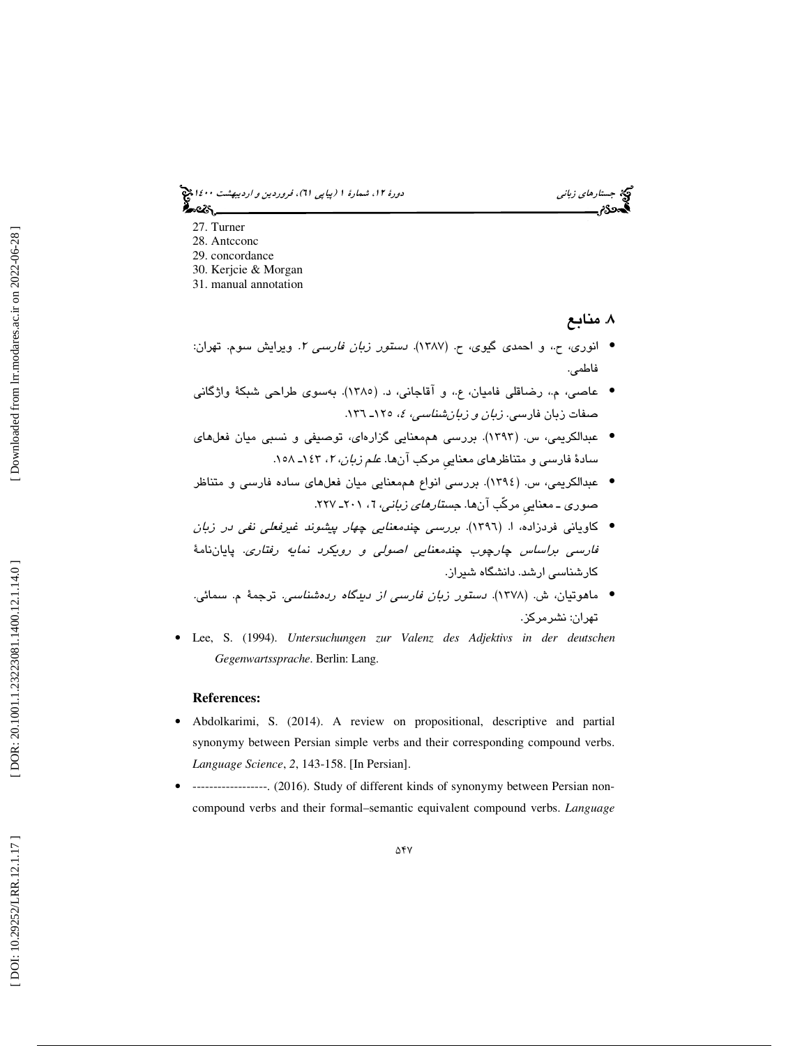27. Turner
28. Antcconc
29. concordance
30. Kerjcie & Morgan
31. manual annotation

## ۸. منابع

- انوری، ح.، و احمدی گیوی، ح. (۱۳۸۷). *دستور زبان فارسی ۲*. ویرایش سوم. تهران: فاطمی.
- عاصی، م.، رضاقلی فامیان، ع.، و آقاجانی، د. (۱۳۸۵). به‌سوی طراحی شبکهٔ واژگانی صفات زبان فارسی. *زبان و زبان‌شناسی*، ۴، ۱۲۵ـ ۱۳۶.
- عبدالکریمی، س. (۱۳۹۳). بررسی هم‌معنایی گزاره‌ای، توصیفی و نسبی میان فعل‌های سادهٔ فارسی و متناظرهای معناییِ مرکب آن‌ها. *علم زبان*، ۲، ۱۴۳ـ ۱۵۸.
- عبدالکریمی، س. (۱۳۹۴). بررسی انواع هم‌معنایی میان فعل‌های ساده فارسی و متناظر صوری ـ معناییِ مرکّب آن‌ها. *جستارهای زبانی*، ۶، ۲۰۱ـ ۲۲۷.
- کاویانی فردزاده، ا. (۱۳۹۶). *بررسی چندمعنایی چهار پیشوند غیرفعلی نفی در زبان فارسی براساس چارچوب چندمعنایی اصولی و رویکرد نمایه رفتاری*. پایان‌نامهٔ کارشناسی ارشد. دانشگاه شیراز.
- ماهوتیان، ش. (۱۳۷۸). *دستور زبان فارسی از دیدگاه رده‌شناسی*. ترجمهٔ م. سمائی. تهران: نشرمرکز.
- Lee, S. (1994). *Untersuchungen zur Valenz des Adjektivs in der deutschen Gegenwartssprache*. Berlin: Lang.

**References:**

- Abdolkarimi, S. (2014). A review on propositional, descriptive and partial synonymy between Persian simple verbs and their corresponding compound verbs. *Language Science*, *2*, 143-158. [In Persian].
- ------------------. (2016). Study of different kinds of synonymy between Persian non-compound verbs and their formal–semantic equivalent compound verbs. *Language*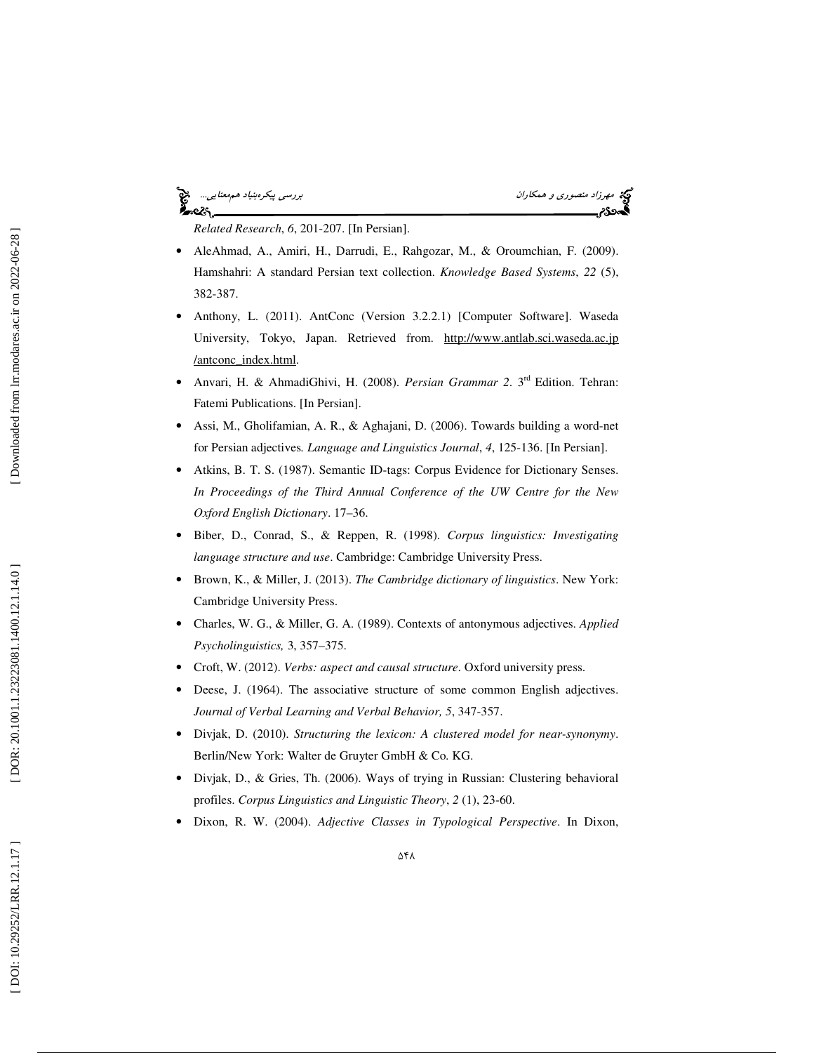*Related Research*, *6*, 201-207. [In Persian].

- AleAhmad, A., Amiri, H., Darrudi, E., Rahgozar, M., & Oroumchian, F. (2009). Hamshahri: A standard Persian text collection. *Knowledge Based Systems*, *22* (5), 382-387.
- Anthony, L. (2011). AntConc (Version 3.2.2.1) [Computer Software]. Waseda University, Tokyo, Japan. Retrieved from. http://www.antlab.sci.waseda.ac.jp/antconc_index.html.
- Anvari, H. & AhmadiGhivi, H. (2008). *Persian Grammar 2*. 3rd Edition. Tehran: Fatemi Publications. [In Persian].
- Assi, M., Gholifamian, A. R., & Aghajani, D. (2006). Towards building a word-net for Persian adjectives*. Language and Linguistics Journal*, *4*, 125-136. [In Persian].
- Atkins, B. T. S. (1987). Semantic ID-tags: Corpus Evidence for Dictionary Senses. *In Proceedings of the Third Annual Conference of the UW Centre for the New Oxford English Dictionary*. 17–36.
- Biber, D., Conrad, S., & Reppen, R. (1998). *Corpus linguistics: Investigating language structure and use*. Cambridge: Cambridge University Press.
- Brown, K., & Miller, J. (2013). *The Cambridge dictionary of linguistics*. New York: Cambridge University Press.
- Charles, W. G., & Miller, G. A. (1989). Contexts of antonymous adjectives. *Applied Psycholinguistics,* 3, 357–375.
- Croft, W. (2012). *Verbs: aspect and causal structure*. Oxford university press.
- Deese, J. (1964). The associative structure of some common English adjectives. *Journal of Verbal Learning and Verbal Behavior, 5*, 347-357.
- Divjak, D. (2010). *Structuring the lexicon: A clustered model for near-synonymy*. Berlin/New York: Walter de Gruyter GmbH & Co. KG.
- Divjak, D., & Gries, Th. (2006). Ways of trying in Russian: Clustering behavioral profiles. *Corpus Linguistics and Linguistic Theory*, *2* (1), 23-60.
- Dixon, R. W. (2004). *Adjective Classes in Typological Perspective*. In Dixon,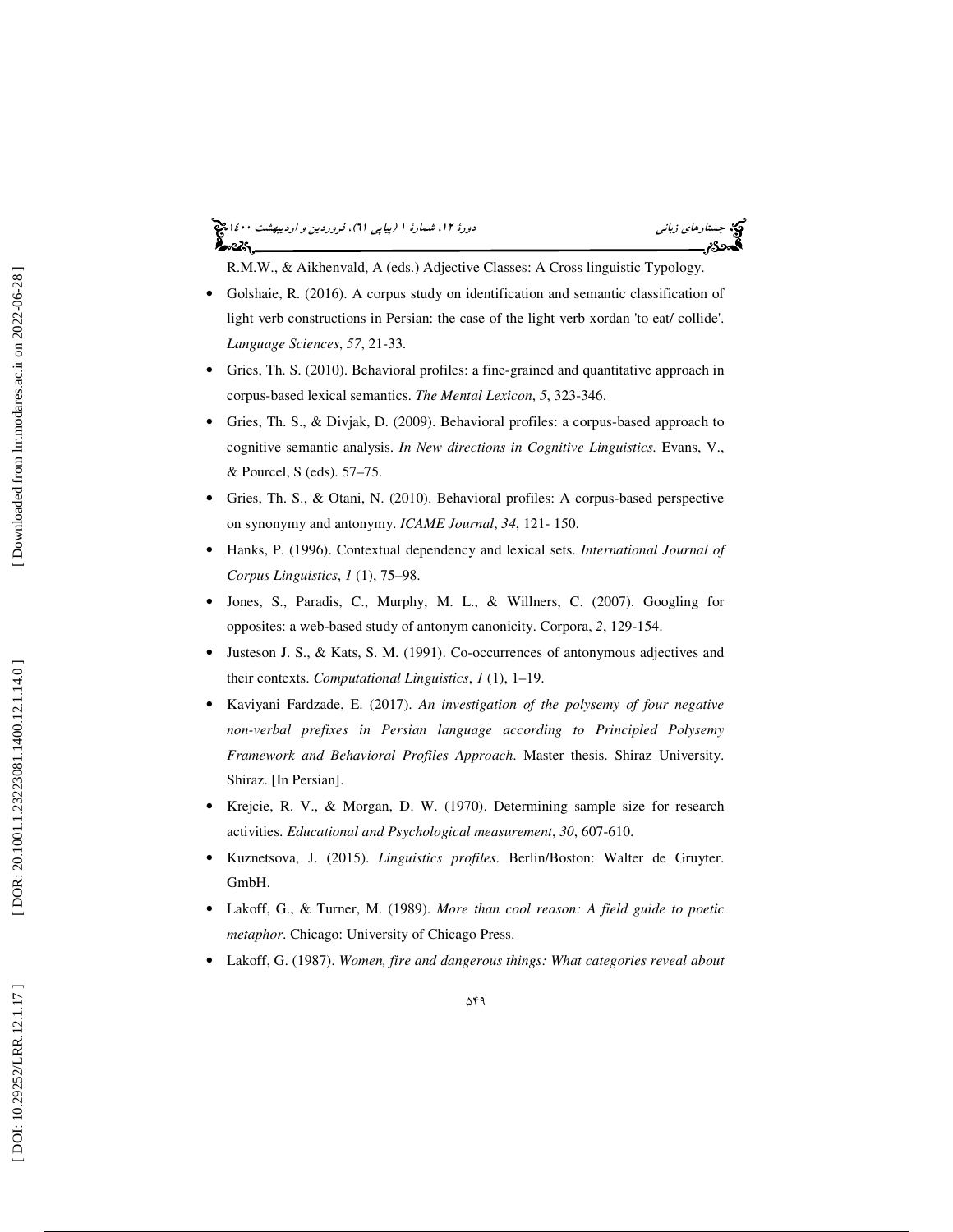R.M.W., & Aikhenvald, A (eds.) Adjective Classes: A Cross linguistic Typology.

- Golshaie, R. (2016). A corpus study on identification and semantic classification of light verb constructions in Persian: the case of the light verb xordan 'to eat/ collide'. *Language Sciences*, *57*, 21-33.
- Gries, Th. S. (2010). Behavioral profiles: a fine-grained and quantitative approach in corpus-based lexical semantics. *The Mental Lexicon*, *5*, 323-346.
- Gries, Th. S., & Divjak, D. (2009). Behavioral profiles: a corpus-based approach to cognitive semantic analysis. *In New directions in Cognitive Linguistics.* Evans, V., & Pourcel, S (eds). 57–75.
- Gries, Th. S., & Otani, N. (2010). Behavioral profiles: A corpus-based perspective on synonymy and antonymy. *ICAME Journal*, *34*, 121- 150.
- Hanks, P. (1996). Contextual dependency and lexical sets. *International Journal of Corpus Linguistics*, *1* (1), 75–98.
- Jones, S., Paradis, C., Murphy, M. L., & Willners, C. (2007). Googling for opposites: a web-based study of antonym canonicity. Corpora, *2*, 129-154.
- Justeson J. S., & Kats, S. M. (1991). Co-occurrences of antonymous adjectives and their contexts. *Computational Linguistics*, *1* (1), 1–19.
- Kaviyani Fardzade, E. (2017). *An investigation of the polysemy of four negative non-verbal prefixes in Persian language according to Principled Polysemy Framework and Behavioral Profiles Approach*. Master thesis. Shiraz University. Shiraz. [In Persian].
- Krejcie, R. V., & Morgan, D. W. (1970). Determining sample size for research activities. *Educational and Psychological measurement*, *30*, 607-610.
- Kuznetsova, J. (2015). *Linguistics profiles*. Berlin/Boston: Walter de Gruyter. GmbH.
- Lakoff, G., & Turner, M. (1989). *More than cool reason: A field guide to poetic metaphor*. Chicago: University of Chicago Press.
- Lakoff, G. (1987). *Women, fire and dangerous things: What categories reveal about*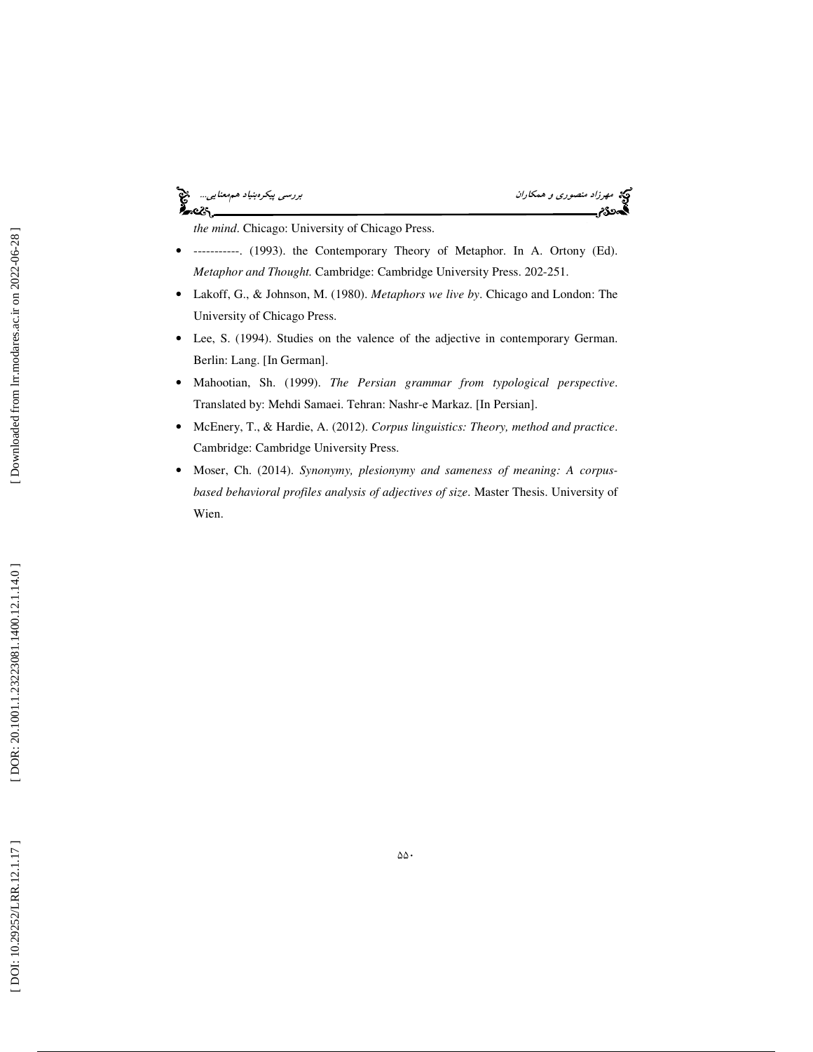*the mind*. Chicago: University of Chicago Press.

- -----------. (1993). the Contemporary Theory of Metaphor. In A. Ortony (Ed). *Metaphor and Thought.* Cambridge: Cambridge University Press. 202-251.
- Lakoff, G., & Johnson, M. (1980). *Metaphors we live by*. Chicago and London: The University of Chicago Press.
- Lee, S. (1994). Studies on the valence of the adjective in contemporary German. Berlin: Lang. [In German].
- Mahootian, Sh. (1999). *The Persian grammar from typological perspective*. Translated by: Mehdi Samaei. Tehran: Nashr-e Markaz. [In Persian].
- McEnery, T., & Hardie, A. (2012). *Corpus linguistics: Theory, method and practice*. Cambridge: Cambridge University Press.
- Moser, Ch. (2014). *Synonymy, plesionymy and sameness of meaning: A corpus-based behavioral profiles analysis of adjectives of size*. Master Thesis. University of Wien.